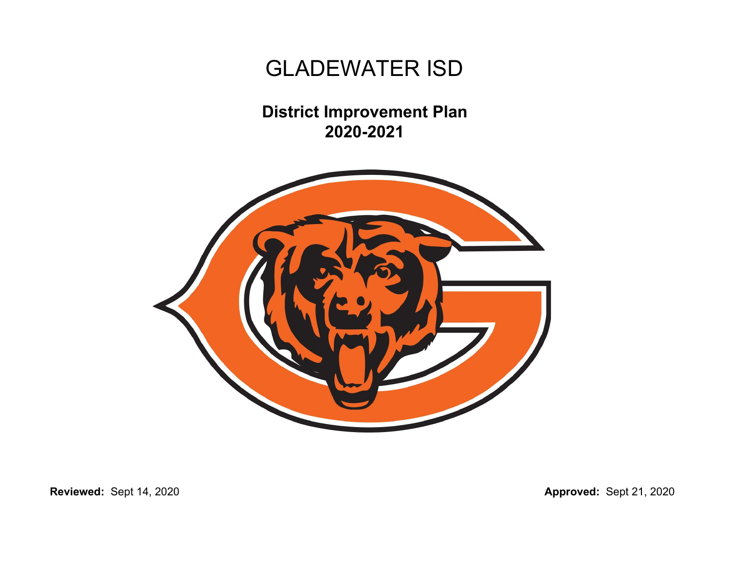# GLADEWATER ISD

## District Improvement Plan
## 2020-2021

**Reviewed:** Sept 14, 2020

**Approved:** Sept 21, 2020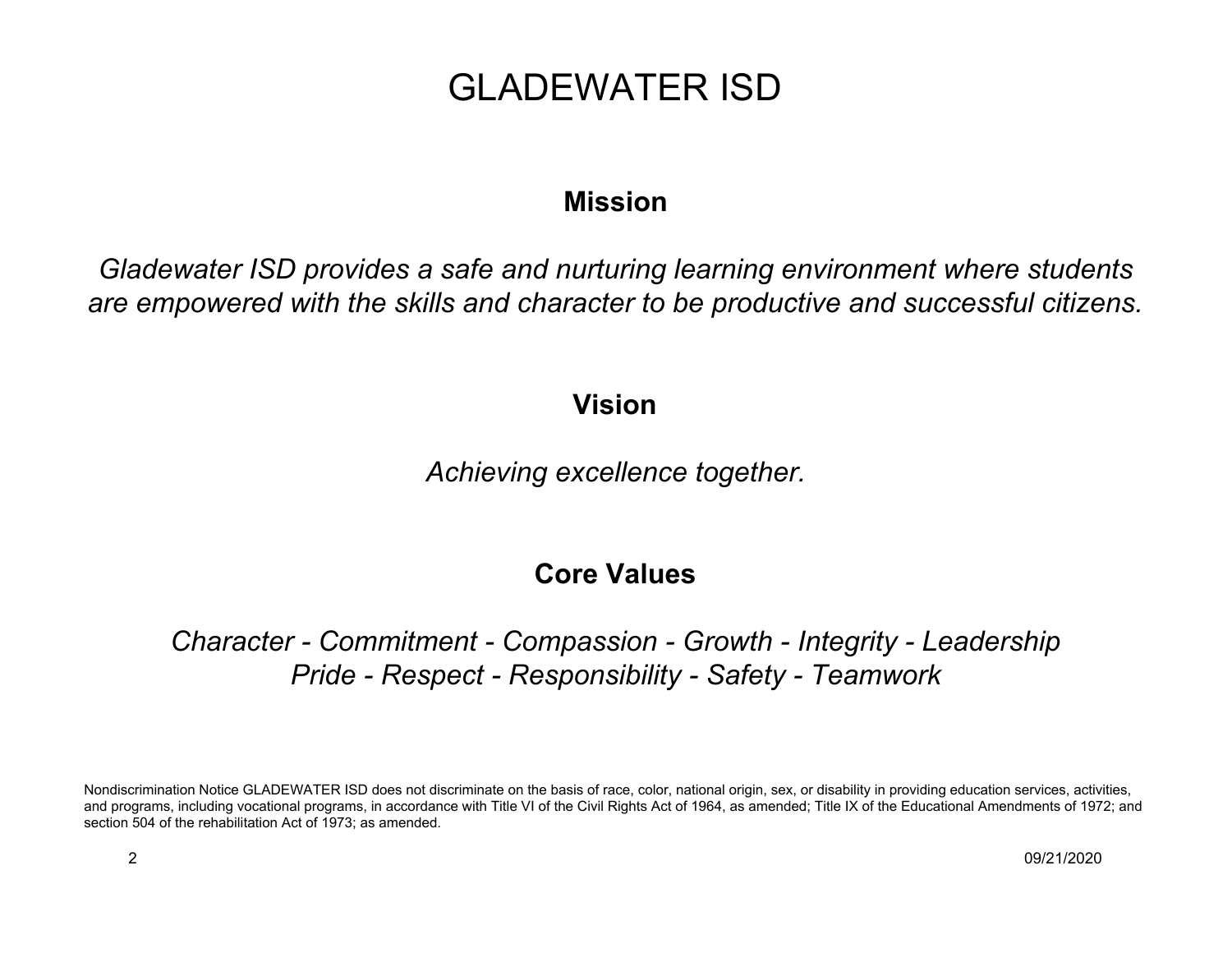# GLADEWATER ISD

## Mission

*Gladewater ISD provides a safe and nurturing learning environment where students are empowered with the skills and character to be productive and successful citizens.*

## Vision

*Achieving excellence together.*

## Core Values

*Character - Commitment - Compassion - Growth - Integrity - Leadership*
*Pride - Respect - Responsibility - Safety - Teamwork*

Nondiscrimination Notice GLADEWATER ISD does not discriminate on the basis of race, color, national origin, sex, or disability in providing education services, activities, and programs, including vocational programs, in accordance with Title VI of the Civil Rights Act of 1964, as amended; Title IX of the Educational Amendments of 1972; and section 504 of the rehabilitation Act of 1973; as amended.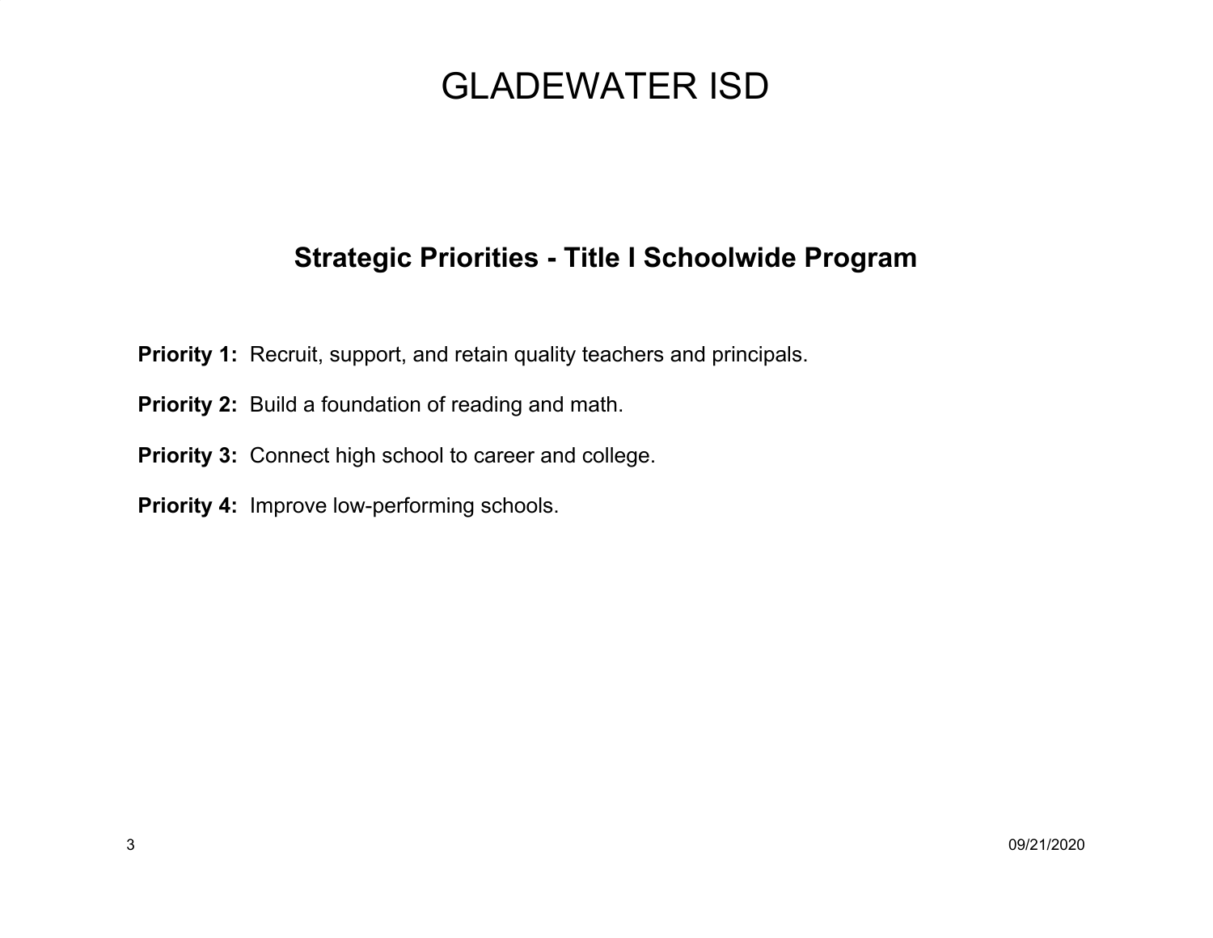# GLADEWATER ISD

## Strategic Priorities - Title I Schoolwide Program

**Priority 1:** Recruit, support, and retain quality teachers and principals.

**Priority 2:** Build a foundation of reading and math.

**Priority 3:** Connect high school to career and college.

**Priority 4:** Improve low-performing schools.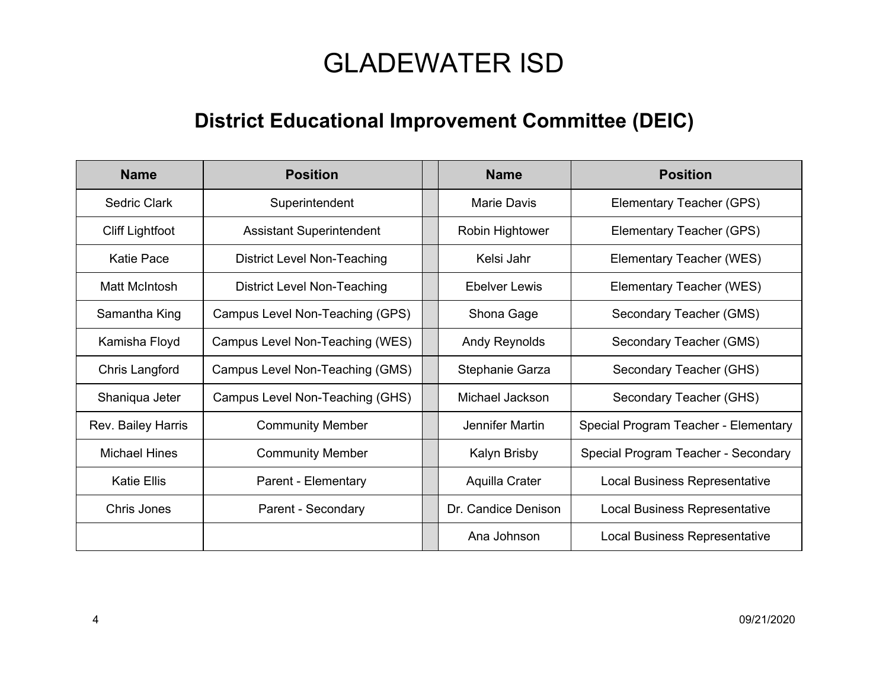# GLADEWATER ISD

## District Educational Improvement Committee (DEIC)

| Name | Position | | Name | Position |
|---|---|---|---|---|
| Sedric Clark | Superintendent | | Marie Davis | Elementary Teacher (GPS) |
| Cliff Lightfoot | Assistant Superintendent | | Robin Hightower | Elementary Teacher (GPS) |
| Katie Pace | District Level Non-Teaching | | Kelsi Jahr | Elementary Teacher (WES) |
| Matt McIntosh | District Level Non-Teaching | | Ebelver Lewis | Elementary Teacher (WES) |
| Samantha King | Campus Level Non-Teaching (GPS) | | Shona Gage | Secondary Teacher (GMS) |
| Kamisha Floyd | Campus Level Non-Teaching (WES) | | Andy Reynolds | Secondary Teacher (GMS) |
| Chris Langford | Campus Level Non-Teaching (GMS) | | Stephanie Garza | Secondary Teacher (GHS) |
| Shaniqua Jeter | Campus Level Non-Teaching (GHS) | | Michael Jackson | Secondary Teacher (GHS) |
| Rev. Bailey Harris | Community Member | | Jennifer Martin | Special Program Teacher - Elementary |
| Michael Hines | Community Member | | Kalyn Brisby | Special Program Teacher - Secondary |
| Katie Ellis | Parent - Elementary | | Aquilla Crater | Local Business Representative |
| Chris Jones | Parent - Secondary | | Dr. Candice Denison | Local Business Representative |
| | | | Ana Johnson | Local Business Representative |

09/21/2020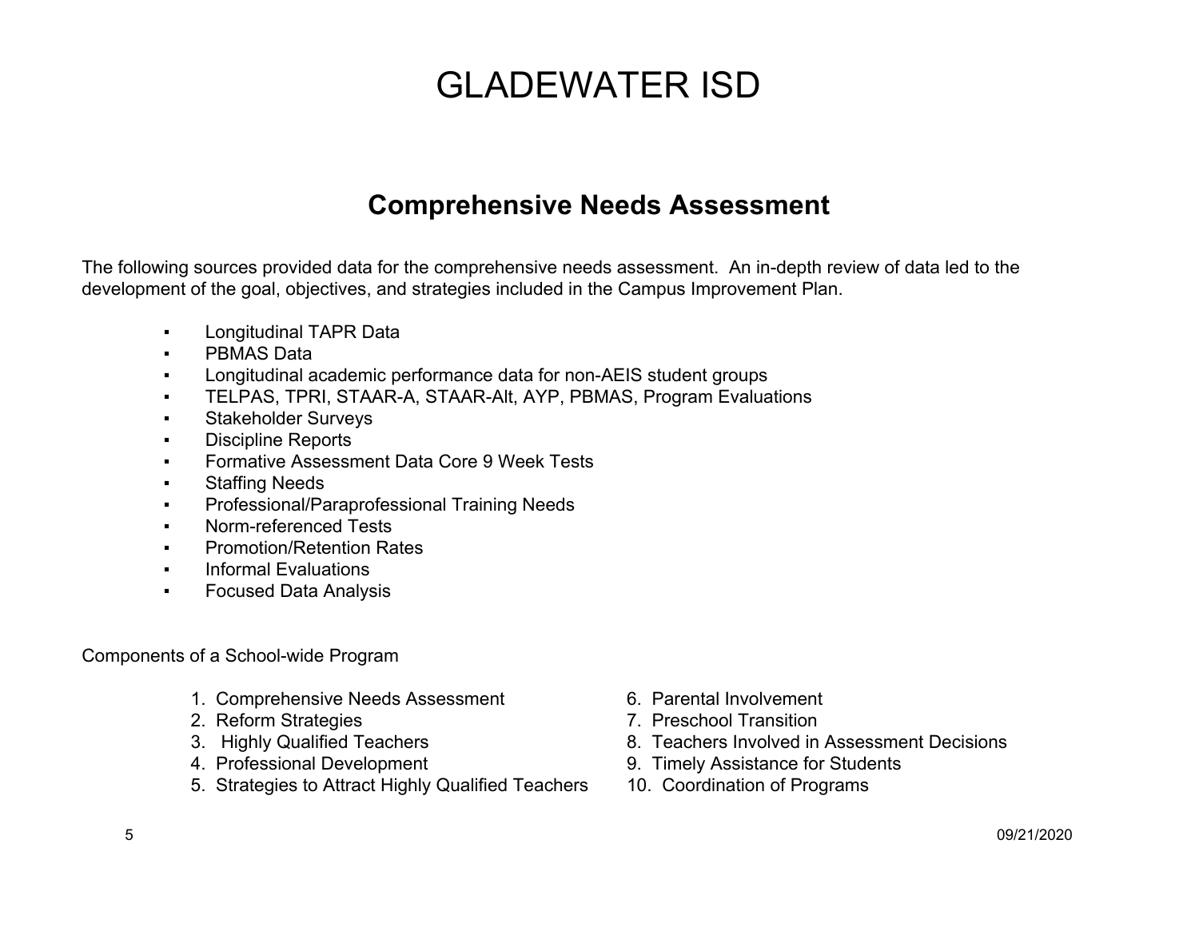# GLADEWATER ISD

## Comprehensive Needs Assessment

The following sources provided data for the comprehensive needs assessment. An in-depth review of data led to the development of the goal, objectives, and strategies included in the Campus Improvement Plan.

- Longitudinal TAPR Data
- PBMAS Data
- Longitudinal academic performance data for non-AEIS student groups
- TELPAS, TPRI, STAAR-A, STAAR-Alt, AYP, PBMAS, Program Evaluations
- Stakeholder Surveys
- Discipline Reports
- Formative Assessment Data Core 9 Week Tests
- Staffing Needs
- Professional/Paraprofessional Training Needs
- Norm-referenced Tests
- Promotion/Retention Rates
- Informal Evaluations
- Focused Data Analysis

Components of a School-wide Program

1. Comprehensive Needs Assessment
2. Reform Strategies
3. Highly Qualified Teachers
4. Professional Development
5. Strategies to Attract Highly Qualified Teachers
6. Parental Involvement
7. Preschool Transition
8. Teachers Involved in Assessment Decisions
9. Timely Assistance for Students
10. Coordination of Programs

09/21/2020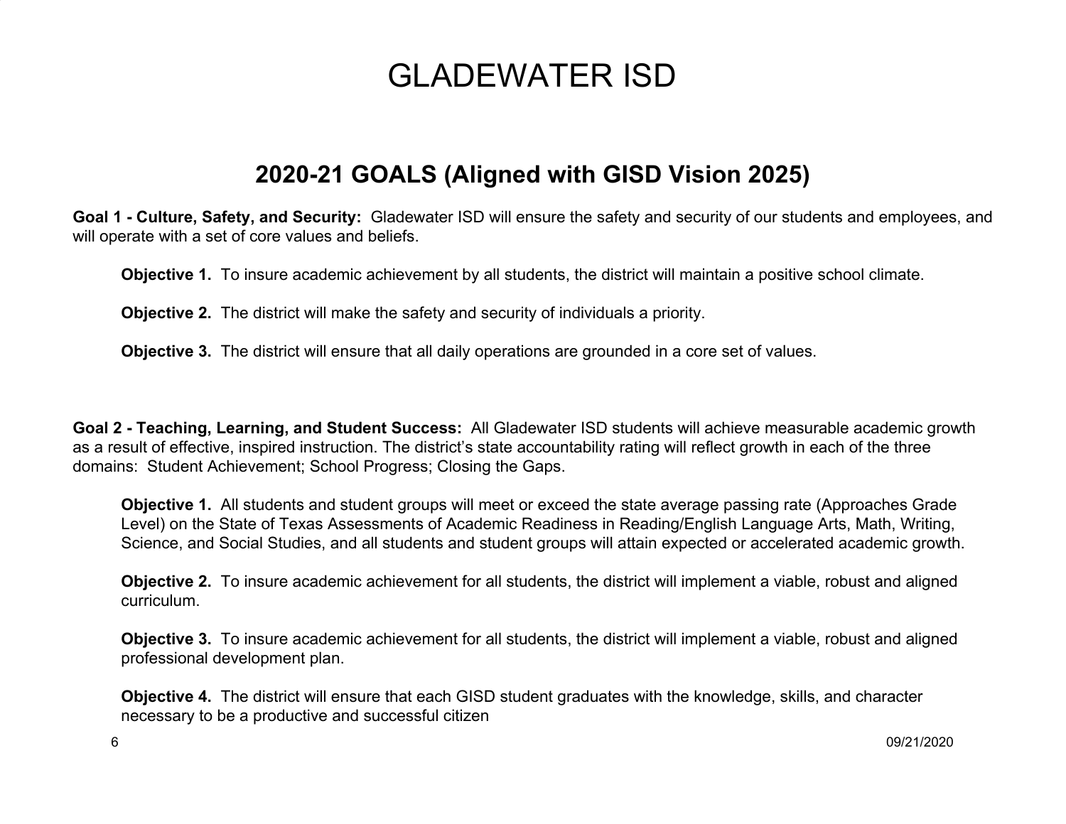# GLADEWATER ISD

## 2020-21 GOALS (Aligned with GISD Vision 2025)

**Goal 1 - Culture, Safety, and Security:** Gladewater ISD will ensure the safety and security of our students and employees, and will operate with a set of core values and beliefs.

**Objective 1.** To insure academic achievement by all students, the district will maintain a positive school climate.

**Objective 2.** The district will make the safety and security of individuals a priority.

**Objective 3.** The district will ensure that all daily operations are grounded in a core set of values.

**Goal 2 - Teaching, Learning, and Student Success:** All Gladewater ISD students will achieve measurable academic growth as a result of effective, inspired instruction. The district's state accountability rating will reflect growth in each of the three domains: Student Achievement; School Progress; Closing the Gaps.

**Objective 1.** All students and student groups will meet or exceed the state average passing rate (Approaches Grade Level) on the State of Texas Assessments of Academic Readiness in Reading/English Language Arts, Math, Writing, Science, and Social Studies, and all students and student groups will attain expected or accelerated academic growth.

**Objective 2.** To insure academic achievement for all students, the district will implement a viable, robust and aligned curriculum.

**Objective 3.** To insure academic achievement for all students, the district will implement a viable, robust and aligned professional development plan.

**Objective 4.** The district will ensure that each GISD student graduates with the knowledge, skills, and character necessary to be a productive and successful citizen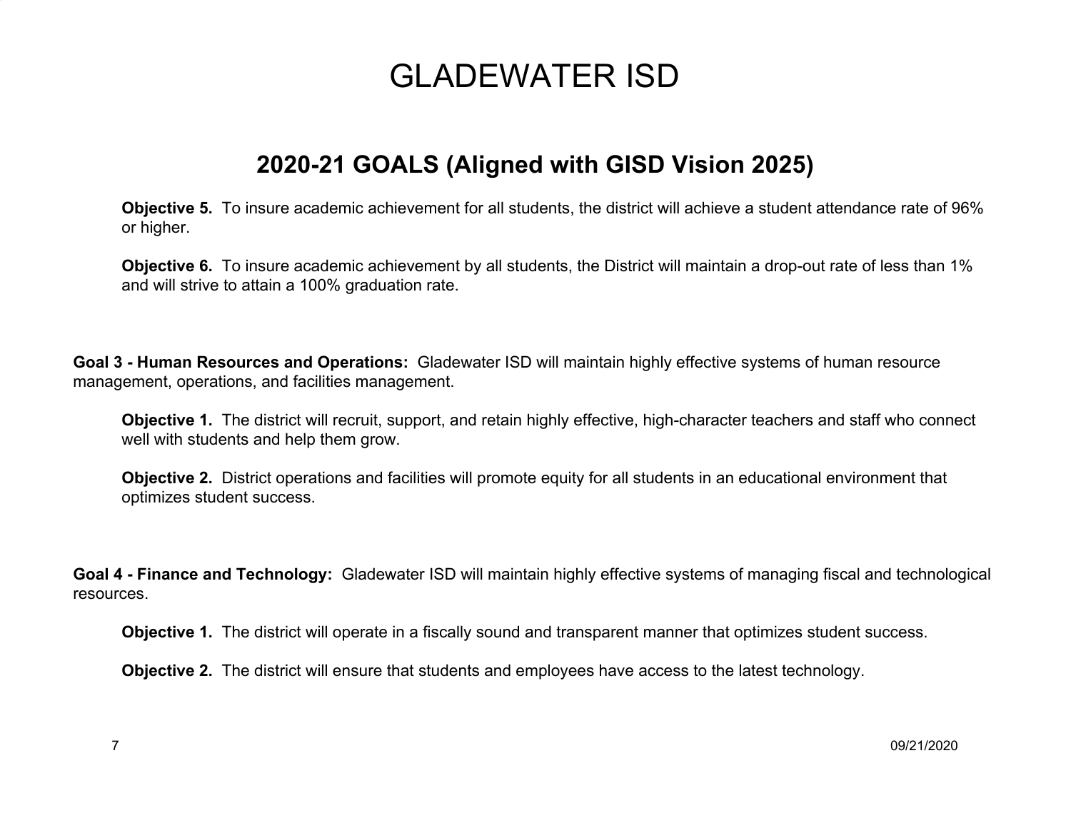# GLADEWATER ISD

## 2020-21 GOALS (Aligned with GISD Vision 2025)

**Objective 5.** To insure academic achievement for all students, the district will achieve a student attendance rate of 96% or higher.

**Objective 6.** To insure academic achievement by all students, the District will maintain a drop-out rate of less than 1% and will strive to attain a 100% graduation rate.

**Goal 3 - Human Resources and Operations:** Gladewater ISD will maintain highly effective systems of human resource management, operations, and facilities management.

**Objective 1.** The district will recruit, support, and retain highly effective, high-character teachers and staff who connect well with students and help them grow.

**Objective 2.** District operations and facilities will promote equity for all students in an educational environment that optimizes student success.

**Goal 4 - Finance and Technology:** Gladewater ISD will maintain highly effective systems of managing fiscal and technological resources.

**Objective 1.** The district will operate in a fiscally sound and transparent manner that optimizes student success.

**Objective 2.** The district will ensure that students and employees have access to the latest technology.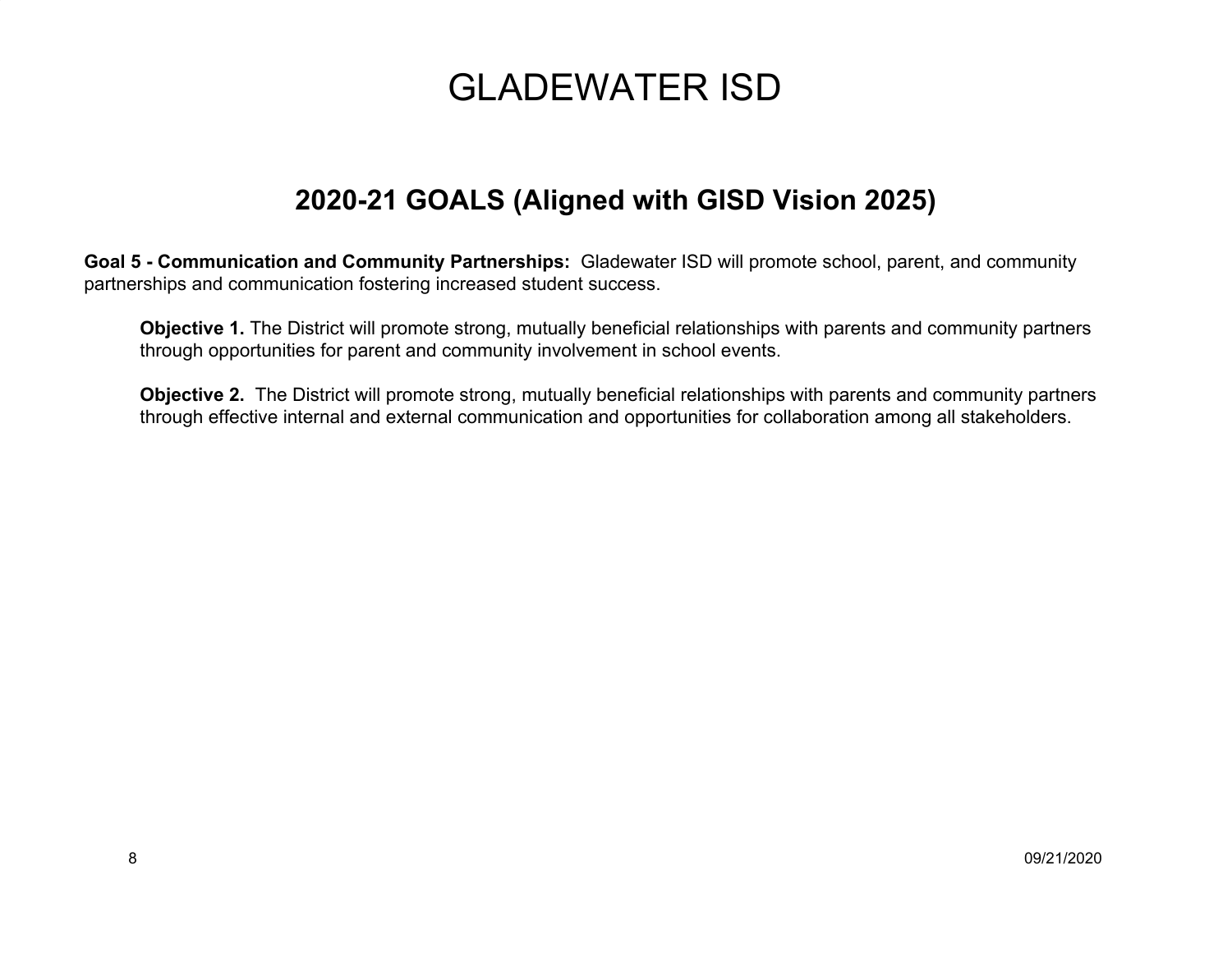# GLADEWATER ISD

## 2020-21 GOALS (Aligned with GISD Vision 2025)

**Goal 5 - Communication and Community Partnerships:** Gladewater ISD will promote school, parent, and community partnerships and communication fostering increased student success.

**Objective 1.** The District will promote strong, mutually beneficial relationships with parents and community partners through opportunities for parent and community involvement in school events.

**Objective 2.** The District will promote strong, mutually beneficial relationships with parents and community partners through effective internal and external communication and opportunities for collaboration among all stakeholders.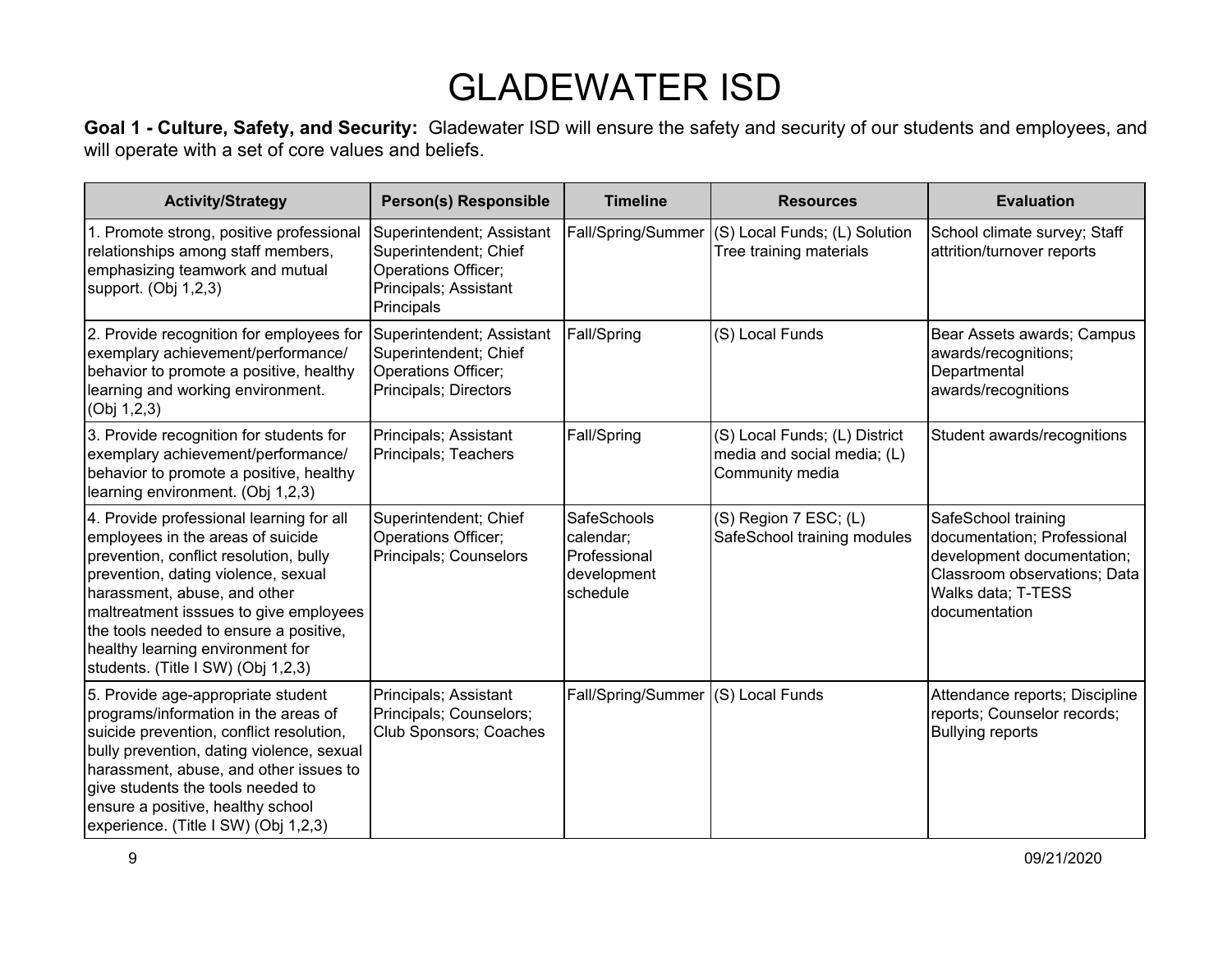# GLADEWATER ISD

**Goal 1 - Culture, Safety, and Security:** Gladewater ISD will ensure the safety and security of our students and employees, and will operate with a set of core values and beliefs.

| Activity/Strategy | Person(s) Responsible | Timeline | Resources | Evaluation |
|---|---|---|---|---|
| 1. Promote strong, positive professional relationships among staff members, emphasizing teamwork and mutual support. (Obj 1,2,3) | Superintendent; Assistant Superintendent; Chief Operations Officer; Principals; Assistant Principals | Fall/Spring/Summer | (S) Local Funds; (L) Solution Tree training materials | School climate survey; Staff attrition/turnover reports |
| 2. Provide recognition for employees for exemplary achievement/performance/ behavior to promote a positive, healthy learning and working environment. (Obj 1,2,3) | Superintendent; Assistant Superintendent; Chief Operations Officer; Principals; Directors | Fall/Spring | (S) Local Funds | Bear Assets awards; Campus awards/recognitions; Departmental awards/recognitions |
| 3. Provide recognition for students for exemplary achievement/performance/ behavior to promote a positive, healthy learning environment. (Obj 1,2,3) | Principals; Assistant Principals; Teachers | Fall/Spring | (S) Local Funds; (L) District media and social media; (L) Community media | Student awards/recognitions |
| 4. Provide professional learning for all employees in the areas of suicide prevention, conflict resolution, bully prevention, dating violence, sexual harassment, abuse, and other maltreatment isssues to give employees the tools needed to ensure a positive, healthy learning environment for students. (Title I SW) (Obj 1,2,3) | Superintendent; Chief Operations Officer; Principals; Counselors | SafeSchools calendar; Professional development schedule | (S) Region 7 ESC; (L) SafeSchool training modules | SafeSchool training documentation; Professional development documentation; Classroom observations; Data Walks data; T-TESS documentation |
| 5. Provide age-appropriate student programs/information in the areas of suicide prevention, conflict resolution, bully prevention, dating violence, sexual harassment, abuse, and other issues to give students the tools needed to ensure a positive, healthy school experience. (Title I SW) (Obj 1,2,3) | Principals; Assistant Principals; Counselors; Club Sponsors; Coaches | Fall/Spring/Summer | (S) Local Funds | Attendance reports; Discipline reports; Counselor records; Bullying reports |

09/21/2020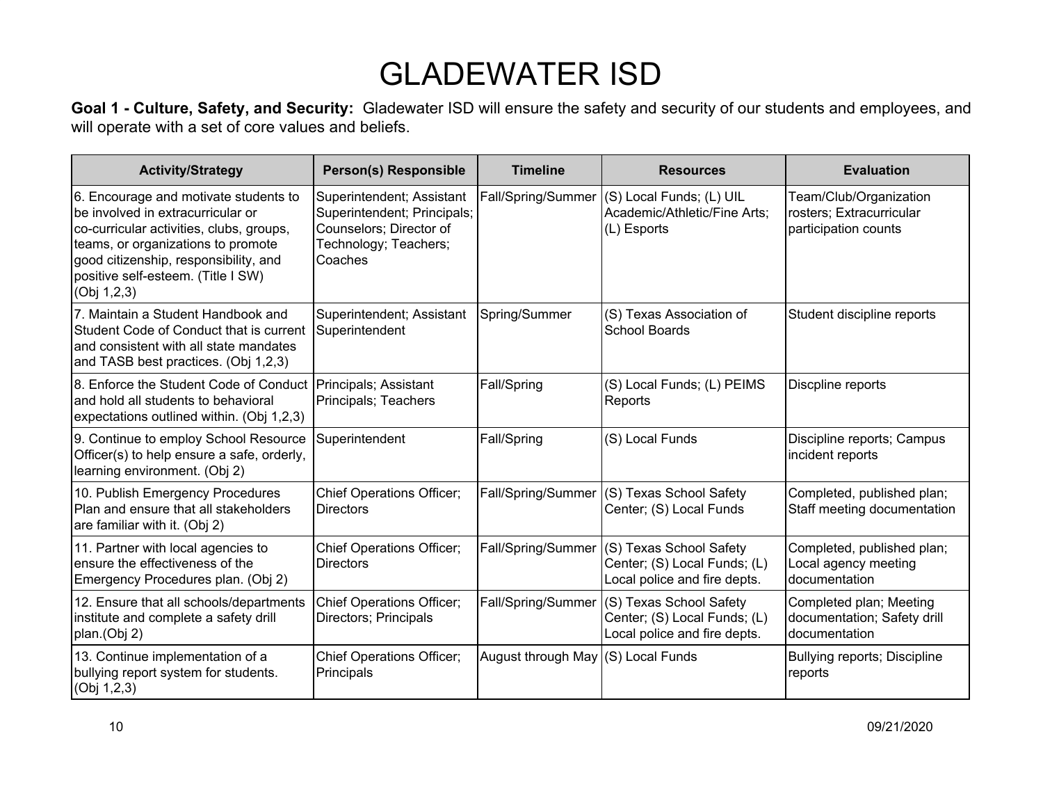# GLADEWATER ISD

**Goal 1 - Culture, Safety, and Security:** Gladewater ISD will ensure the safety and security of our students and employees, and will operate with a set of core values and beliefs.

| Activity/Strategy | Person(s) Responsible | Timeline | Resources | Evaluation |
|---|---|---|---|---|
| 6. Encourage and motivate students to be involved in extracurricular or co-curricular activities, clubs, groups, teams, or organizations to promote good citizenship, responsibility, and positive self-esteem. (Title I SW) (Obj 1,2,3) | Superintendent; Assistant Superintendent; Principals; Counselors; Director of Technology; Teachers; Coaches | Fall/Spring/Summer | (S) Local Funds; (L) UIL Academic/Athletic/Fine Arts; (L) Esports | Team/Club/Organization rosters; Extracurricular participation counts |
| 7. Maintain a Student Handbook and Student Code of Conduct that is current and consistent with all state mandates and TASB best practices. (Obj 1,2,3) | Superintendent; Assistant Superintendent | Spring/Summer | (S) Texas Association of School Boards | Student discipline reports |
| 8. Enforce the Student Code of Conduct and hold all students to behavioral expectations outlined within. (Obj 1,2,3) | Principals; Assistant Principals; Teachers | Fall/Spring | (S) Local Funds; (L) PEIMS Reports | Discpline reports |
| 9. Continue to employ School Resource Officer(s) to help ensure a safe, orderly, learning environment. (Obj 2) | Superintendent | Fall/Spring | (S) Local Funds | Discipline reports; Campus incident reports |
| 10. Publish Emergency Procedures Plan and ensure that all stakeholders are familiar with it. (Obj 2) | Chief Operations Officer; Directors | Fall/Spring/Summer | (S) Texas School Safety Center; (S) Local Funds | Completed, published plan; Staff meeting documentation |
| 11. Partner with local agencies to ensure the effectiveness of the Emergency Procedures plan. (Obj 2) | Chief Operations Officer; Directors | Fall/Spring/Summer | (S) Texas School Safety Center; (S) Local Funds; (L) Local police and fire depts. | Completed, published plan; Local agency meeting documentation |
| 12. Ensure that all schools/departments institute and complete a safety drill plan.(Obj 2) | Chief Operations Officer; Directors; Principals | Fall/Spring/Summer | (S) Texas School Safety Center; (S) Local Funds; (L) Local police and fire depts. | Completed plan; Meeting documentation; Safety drill documentation |
| 13. Continue implementation of a bullying report system for students. (Obj 1,2,3) | Chief Operations Officer; Principals | August through May | (S) Local Funds | Bullying reports; Discipline reports |

09/21/2020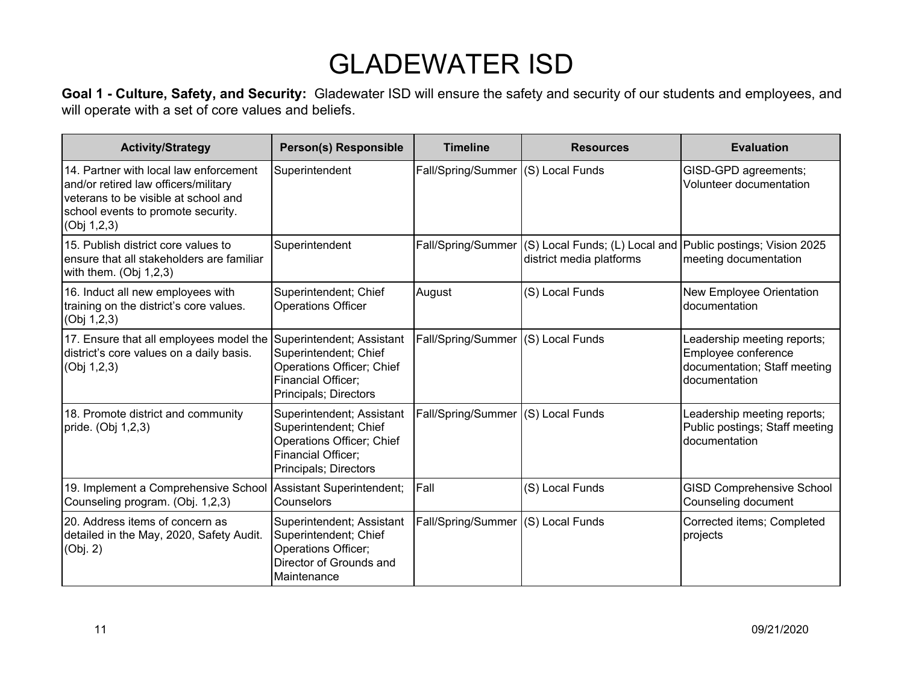# GLADEWATER ISD

**Goal 1 - Culture, Safety, and Security:** Gladewater ISD will ensure the safety and security of our students and employees, and will operate with a set of core values and beliefs.

| Activity/Strategy | Person(s) Responsible | Timeline | Resources | Evaluation |
|---|---|---|---|---|
| 14. Partner with local law enforcement and/or retired law officers/military veterans to be visible at school and school events to promote security. (Obj 1,2,3) | Superintendent | Fall/Spring/Summer | (S) Local Funds | GISD-GPD agreements; Volunteer documentation |
| 15. Publish district core values to ensure that all stakeholders are familiar with them. (Obj 1,2,3) | Superintendent | Fall/Spring/Summer | (S) Local Funds; (L) Local and district media platforms | Public postings; Vision 2025 meeting documentation |
| 16. Induct all new employees with training on the district's core values. (Obj 1,2,3) | Superintendent; Chief Operations Officer | August | (S) Local Funds | New Employee Orientation documentation |
| 17. Ensure that all employees model the district's core values on a daily basis. (Obj 1,2,3) | Superintendent; Assistant Superintendent; Chief Operations Officer; Chief Financial Officer; Principals; Directors | Fall/Spring/Summer | (S) Local Funds | Leadership meeting reports; Employee conference documentation; Staff meeting documentation |
| 18. Promote district and community pride. (Obj 1,2,3) | Superintendent; Assistant Superintendent; Chief Operations Officer; Chief Financial Officer; Principals; Directors | Fall/Spring/Summer | (S) Local Funds | Leadership meeting reports; Public postings; Staff meeting documentation |
| 19. Implement a Comprehensive School Counseling program. (Obj. 1,2,3) | Assistant Superintendent; Counselors | Fall | (S) Local Funds | GISD Comprehensive School Counseling document |
| 20. Address items of concern as detailed in the May, 2020, Safety Audit. (Obj. 2) | Superintendent; Assistant Superintendent; Chief Operations Officer; Director of Grounds and Maintenance | Fall/Spring/Summer | (S) Local Funds | Corrected items; Completed projects |

09/21/2020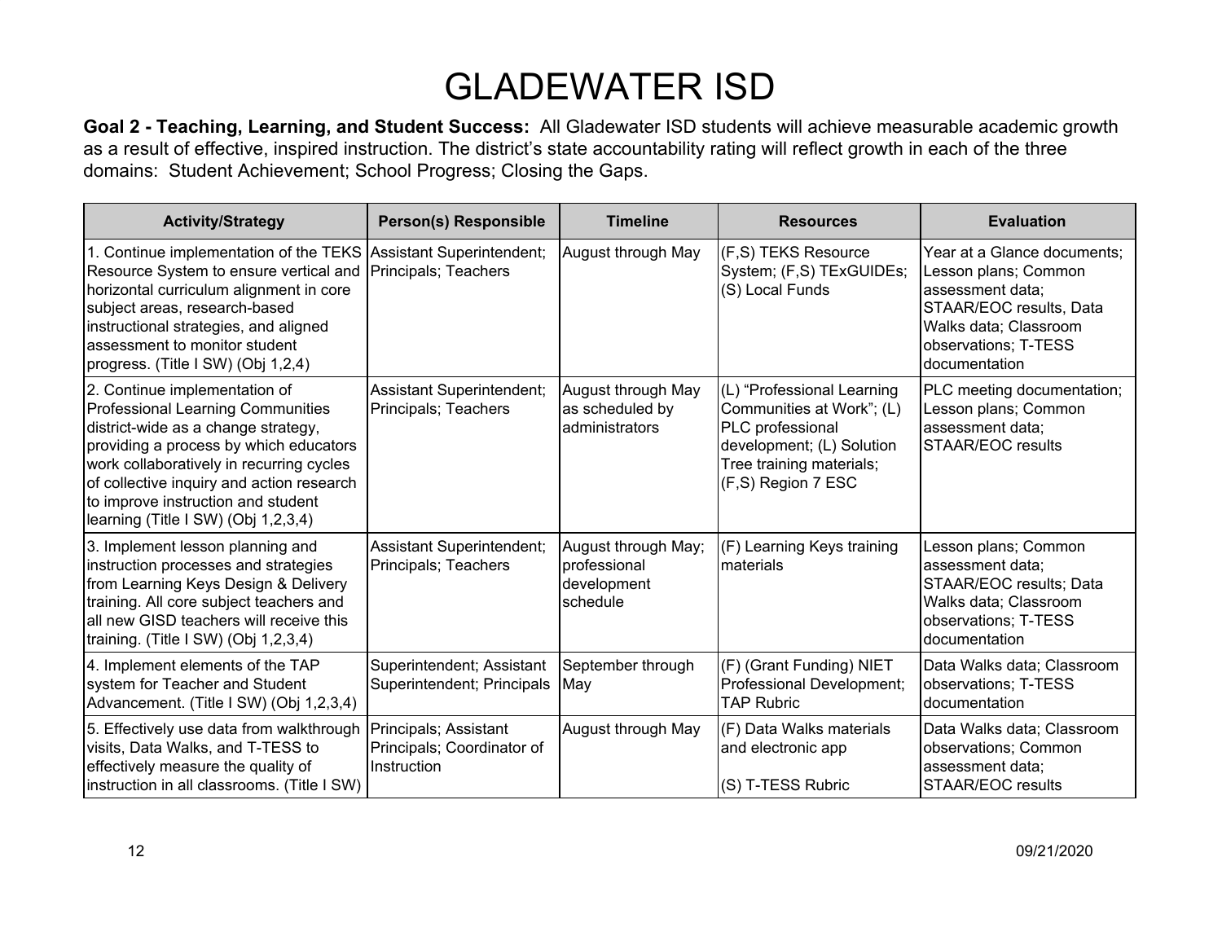# GLADEWATER ISD

**Goal 2 - Teaching, Learning, and Student Success:** All Gladewater ISD students will achieve measurable academic growth as a result of effective, inspired instruction. The district's state accountability rating will reflect growth in each of the three domains: Student Achievement; School Progress; Closing the Gaps.

| Activity/Strategy | Person(s) Responsible | Timeline | Resources | Evaluation |
|---|---|---|---|---|
| 1. Continue implementation of the TEKS Resource System to ensure vertical and horizontal curriculum alignment in core subject areas, research-based instructional strategies, and aligned assessment to monitor student progress. (Title I SW) (Obj 1,2,4) | Assistant Superintendent; Principals; Teachers | August through May | (F,S) TEKS Resource System; (F,S) TExGUIDEs; (S) Local Funds | Year at a Glance documents; Lesson plans; Common assessment data; STAAR/EOC results, Data Walks data; Classroom observations; T-TESS documentation |
| 2. Continue implementation of Professional Learning Communities district-wide as a change strategy, providing a process by which educators work collaboratively in recurring cycles of collective inquiry and action research to improve instruction and student learning (Title I SW) (Obj 1,2,3,4) | Assistant Superintendent; Principals; Teachers | August through May as scheduled by administrators | (L) "Professional Learning Communities at Work"; (L) PLC professional development; (L) Solution Tree training materials; (F,S) Region 7 ESC | PLC meeting documentation; Lesson plans; Common assessment data; STAAR/EOC results |
| 3. Implement lesson planning and instruction processes and strategies from Learning Keys Design & Delivery training. All core subject teachers and all new GISD teachers will receive this training. (Title I SW) (Obj 1,2,3,4) | Assistant Superintendent; Principals; Teachers | August through May; professional development schedule | (F) Learning Keys training materials | Lesson plans; Common assessment data; STAAR/EOC results; Data Walks data; Classroom observations; T-TESS documentation |
| 4. Implement elements of the TAP system for Teacher and Student Advancement. (Title I SW) (Obj 1,2,3,4) | Superintendent; Assistant Superintendent; Principals | September through May | (F) (Grant Funding) NIET Professional Development; TAP Rubric | Data Walks data; Classroom observations; T-TESS documentation |
| 5. Effectively use data from walkthrough visits, Data Walks, and T-TESS to effectively measure the quality of instruction in all classrooms. (Title I SW) | Principals; Assistant Principals; Coordinator of Instruction | August through May | (F) Data Walks materials and electronic app<br><br>(S) T-TESS Rubric | Data Walks data; Classroom observations; Common assessment data; STAAR/EOC results |

09/21/2020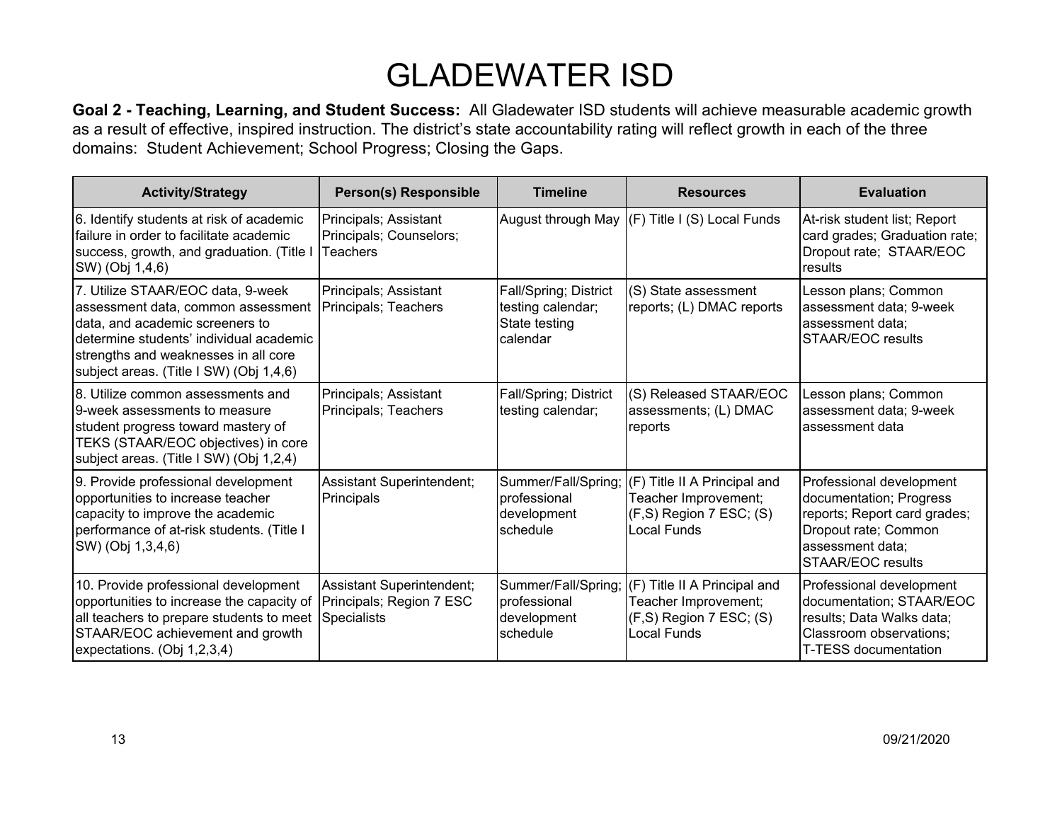# GLADEWATER ISD

**Goal 2 - Teaching, Learning, and Student Success:** All Gladewater ISD students will achieve measurable academic growth as a result of effective, inspired instruction. The district's state accountability rating will reflect growth in each of the three domains: Student Achievement; School Progress; Closing the Gaps.

| Activity/Strategy | Person(s) Responsible | Timeline | Resources | Evaluation |
|---|---|---|---|---|
| 6. Identify students at risk of academic failure in order to facilitate academic success, growth, and graduation. (Title I SW) (Obj 1,4,6) | Principals; Assistant Principals; Counselors; Teachers | August through May | (F) Title I (S) Local Funds | At-risk student list; Report card grades; Graduation rate; Dropout rate; STAAR/EOC results |
| 7. Utilize STAAR/EOC data, 9-week assessment data, common assessment data, and academic screeners to determine students' individual academic strengths and weaknesses in all core subject areas. (Title I SW) (Obj 1,4,6) | Principals; Assistant Principals; Teachers | Fall/Spring; District testing calendar; State testing calendar | (S) State assessment reports; (L) DMAC reports | Lesson plans; Common assessment data; 9-week assessment data; STAAR/EOC results |
| 8. Utilize common assessments and 9-week assessments to measure student progress toward mastery of TEKS (STAAR/EOC objectives) in core subject areas. (Title I SW) (Obj 1,2,4) | Principals; Assistant Principals; Teachers | Fall/Spring; District testing calendar; | (S) Released STAAR/EOC assessments; (L) DMAC reports | Lesson plans; Common assessment data; 9-week assessment data |
| 9. Provide professional development opportunities to increase teacher capacity to improve the academic performance of at-risk students. (Title I SW) (Obj 1,3,4,6) | Assistant Superintendent; Principals | Summer/Fall/Spring; professional development schedule | (F) Title II A Principal and Teacher Improvement; (F,S) Region 7 ESC; (S) Local Funds | Professional development documentation; Progress reports; Report card grades; Dropout rate; Common assessment data; STAAR/EOC results |
| 10. Provide professional development opportunities to increase the capacity of all teachers to prepare students to meet STAAR/EOC achievement and growth expectations. (Obj 1,2,3,4) | Assistant Superintendent; Principals; Region 7 ESC Specialists | Summer/Fall/Spring; professional development schedule | (F) Title II A Principal and Teacher Improvement; (F,S) Region 7 ESC; (S) Local Funds | Professional development documentation; STAAR/EOC results; Data Walks data; Classroom observations; T-TESS documentation |

09/21/2020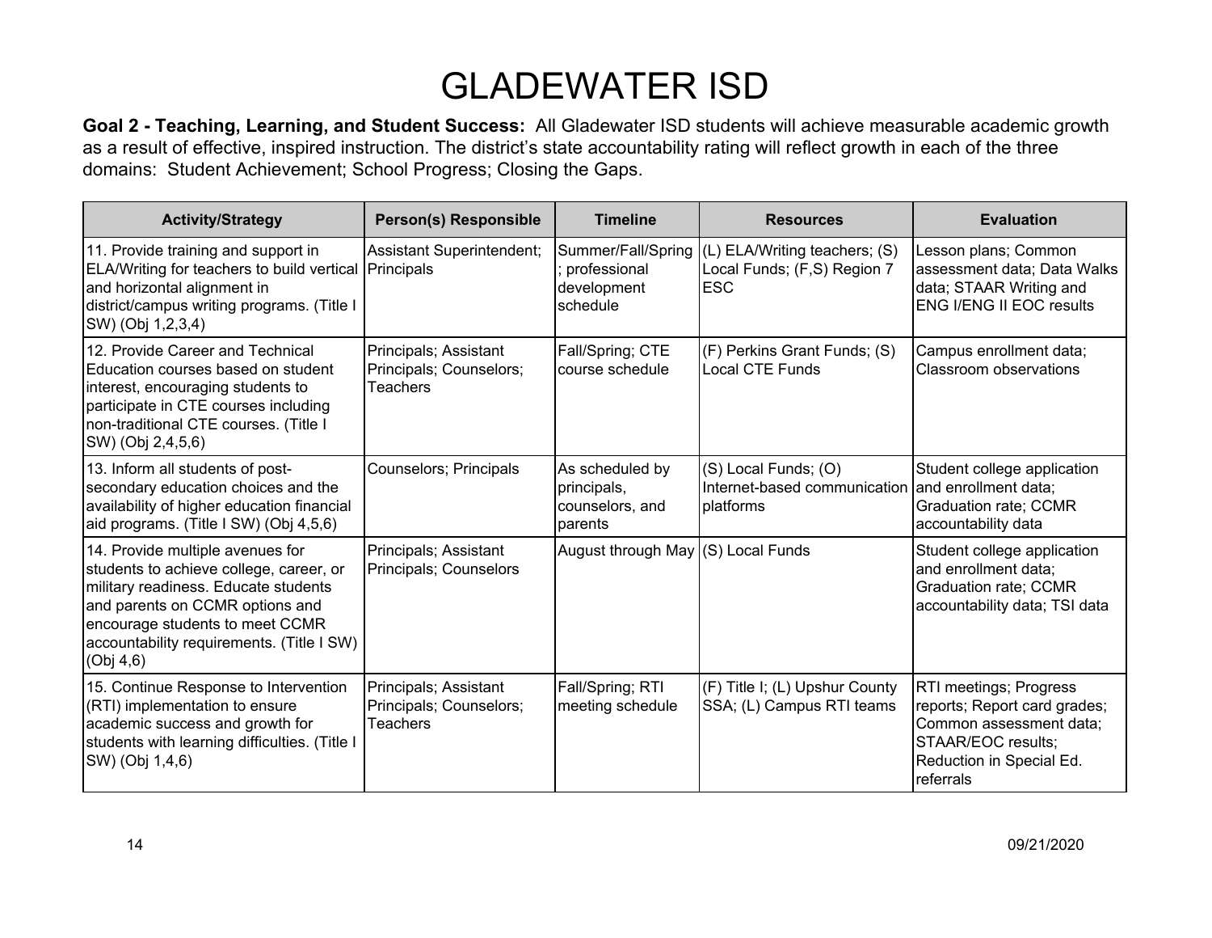# GLADEWATER ISD

**Goal 2 - Teaching, Learning, and Student Success:** All Gladewater ISD students will achieve measurable academic growth as a result of effective, inspired instruction. The district's state accountability rating will reflect growth in each of the three domains: Student Achievement; School Progress; Closing the Gaps.

| Activity/Strategy | Person(s) Responsible | Timeline | Resources | Evaluation |
|---|---|---|---|---|
| 11. Provide training and support in ELA/Writing for teachers to build vertical and horizontal alignment in district/campus writing programs. (Title I SW) (Obj 1,2,3,4) | Assistant Superintendent; Principals | Summer/Fall/Spring; professional development schedule | (L) ELA/Writing teachers; (S) Local Funds; (F,S) Region 7 ESC | Lesson plans; Common assessment data; Data Walks data; STAAR Writing and ENG I/ENG II EOC results |
| 12. Provide Career and Technical Education courses based on student interest, encouraging students to participate in CTE courses including non-traditional CTE courses. (Title I SW) (Obj 2,4,5,6) | Principals; Assistant Principals; Counselors; Teachers | Fall/Spring; CTE course schedule | (F) Perkins Grant Funds; (S) Local CTE Funds | Campus enrollment data; Classroom observations |
| 13. Inform all students of post-secondary education choices and the availability of higher education financial aid programs. (Title I SW) (Obj 4,5,6) | Counselors; Principals | As scheduled by principals, counselors, and parents | (S) Local Funds; (O) Internet-based communication platforms | Student college application and enrollment data; Graduation rate; CCMR accountability data |
| 14. Provide multiple avenues for students to achieve college, career, or military readiness. Educate students and parents on CCMR options and encourage students to meet CCMR accountability requirements. (Title I SW) (Obj 4,6) | Principals; Assistant Principals; Counselors | August through May | (S) Local Funds | Student college application and enrollment data; Graduation rate; CCMR accountability data; TSI data |
| 15. Continue Response to Intervention (RTI) implementation to ensure academic success and growth for students with learning difficulties. (Title I SW) (Obj 1,4,6) | Principals; Assistant Principals; Counselors; Teachers | Fall/Spring; RTI meeting schedule | (F) Title I; (L) Upshur County SSA; (L) Campus RTI teams | RTI meetings; Progress reports; Report card grades; Common assessment data; STAAR/EOC results; Reduction in Special Ed. referrals |

09/21/2020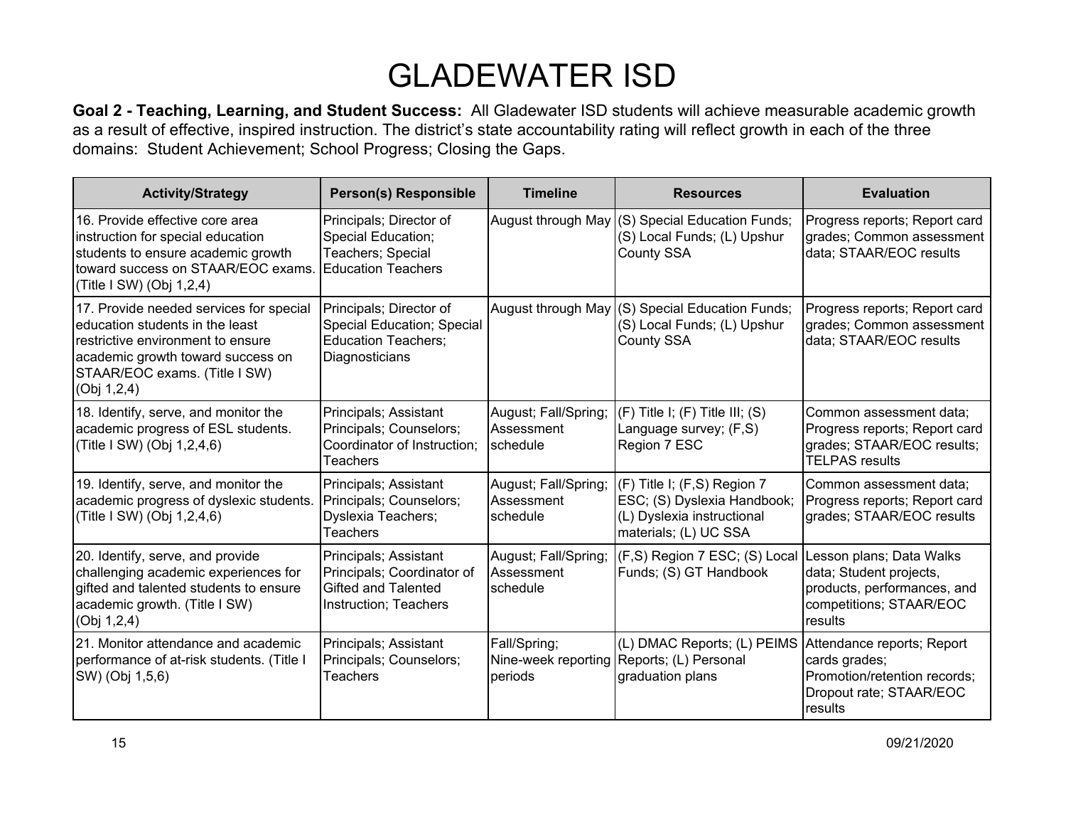# GLADEWATER ISD

**Goal 2 - Teaching, Learning, and Student Success:** All Gladewater ISD students will achieve measurable academic growth as a result of effective, inspired instruction. The district's state accountability rating will reflect growth in each of the three domains: Student Achievement; School Progress; Closing the Gaps.

| Activity/Strategy | Person(s) Responsible | Timeline | Resources | Evaluation |
|---|---|---|---|---|
| 16. Provide effective core area instruction for special education students to ensure academic growth toward success on STAAR/EOC exams. (Title I SW) (Obj 1,2,4) | Principals; Director of Special Education; Teachers; Special Education Teachers | August through May | (S) Special Education Funds; (S) Local Funds; (L) Upshur County SSA | Progress reports; Report card grades; Common assessment data; STAAR/EOC results |
| 17. Provide needed services for special education students in the least restrictive environment to ensure academic growth toward success on STAAR/EOC exams. (Title I SW) (Obj 1,2,4) | Principals; Director of Special Education; Special Education Teachers; Diagnosticians | August through May | (S) Special Education Funds; (S) Local Funds; (L) Upshur County SSA | Progress reports; Report card grades; Common assessment data; STAAR/EOC results |
| 18. Identify, serve, and monitor the academic progress of ESL students. (Title I SW) (Obj 1,2,4,6) | Principals; Assistant Principals; Counselors; Coordinator of Instruction; Teachers | August; Fall/Spring; Assessment schedule | (F) Title I; (F) Title III; (S) Language survey; (F,S) Region 7 ESC | Common assessment data; Progress reports; Report card grades; STAAR/EOC results; TELPAS results |
| 19. Identify, serve, and monitor the academic progress of dyslexic students. (Title I SW) (Obj 1,2,4,6) | Principals; Assistant Principals; Counselors; Dyslexia Teachers; Teachers | August; Fall/Spring; Assessment schedule | (F) Title I; (F,S) Region 7 ESC; (S) Dyslexia Handbook; (L) Dyslexia instructional materials; (L) UC SSA | Common assessment data; Progress reports; Report card grades; STAAR/EOC results |
| 20. Identify, serve, and provide challenging academic experiences for gifted and talented students to ensure academic growth. (Title I SW) (Obj 1,2,4) | Principals; Assistant Principals; Coordinator of Gifted and Talented Instruction; Teachers | August; Fall/Spring; Assessment schedule | (F,S) Region 7 ESC; (S) Local Funds; (S) GT Handbook | Lesson plans; Data Walks data; Student projects, products, performances, and competitions; STAAR/EOC results |
| 21. Monitor attendance and academic performance of at-risk students. (Title I SW) (Obj 1,5,6) | Principals; Assistant Principals; Counselors; Teachers | Fall/Spring; Nine-week reporting periods | (L) DMAC Reports; (L) PEIMS Reports; (L) Personal graduation plans | Attendance reports; Report cards grades; Promotion/retention records; Dropout rate; STAAR/EOC results |

09/21/2020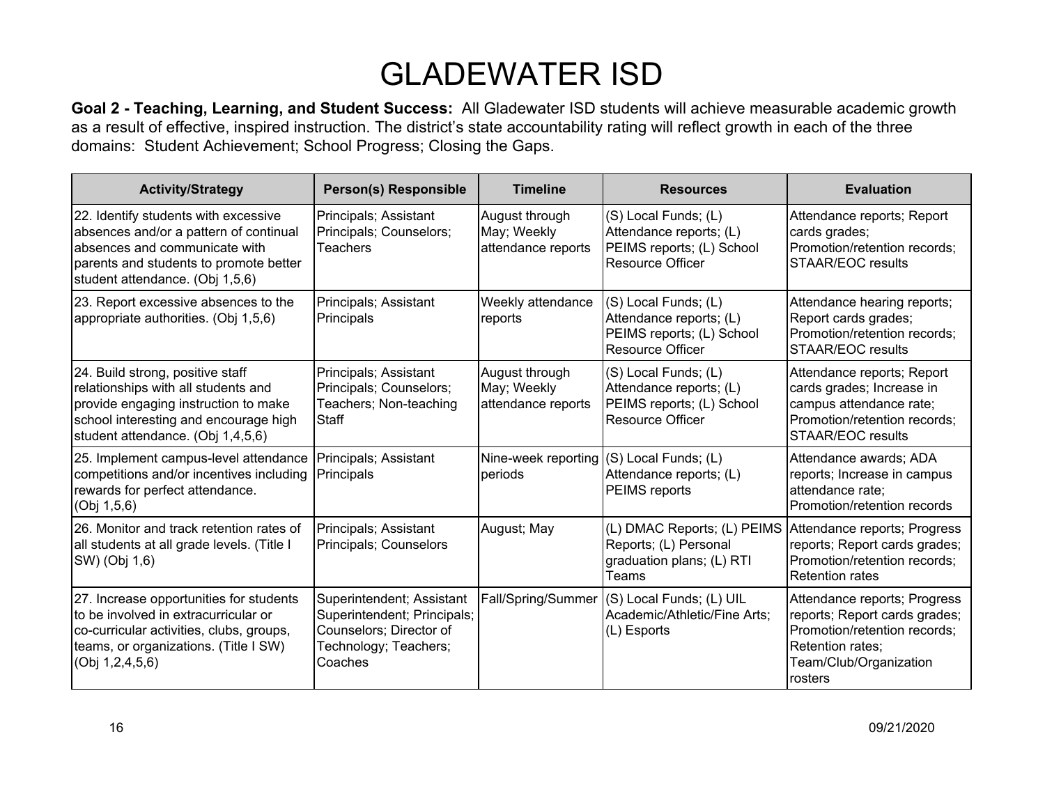# GLADEWATER ISD

**Goal 2 - Teaching, Learning, and Student Success:** All Gladewater ISD students will achieve measurable academic growth as a result of effective, inspired instruction. The district's state accountability rating will reflect growth in each of the three domains: Student Achievement; School Progress; Closing the Gaps.

| Activity/Strategy | Person(s) Responsible | Timeline | Resources | Evaluation |
|---|---|---|---|---|
| 22. Identify students with excessive absences and/or a pattern of continual absences and communicate with parents and students to promote better student attendance. (Obj 1,5,6) | Principals; Assistant Principals; Counselors; Teachers | August through May; Weekly attendance reports | (S) Local Funds; (L) Attendance reports; (L) PEIMS reports; (L) School Resource Officer | Attendance reports; Report cards grades; Promotion/retention records; STAAR/EOC results |
| 23. Report excessive absences to the appropriate authorities. (Obj 1,5,6) | Principals; Assistant Principals | Weekly attendance reports | (S) Local Funds; (L) Attendance reports; (L) PEIMS reports; (L) School Resource Officer | Attendance hearing reports; Report cards grades; Promotion/retention records; STAAR/EOC results |
| 24. Build strong, positive staff relationships with all students and provide engaging instruction to make school interesting and encourage high student attendance. (Obj 1,4,5,6) | Principals; Assistant Principals; Counselors; Teachers; Non-teaching Staff | August through May; Weekly attendance reports | (S) Local Funds; (L) Attendance reports; (L) PEIMS reports; (L) School Resource Officer | Attendance reports; Report cards grades; Increase in campus attendance rate; Promotion/retention records; STAAR/EOC results |
| 25. Implement campus-level attendance competitions and/or incentives including rewards for perfect attendance. (Obj 1,5,6) | Principals; Assistant Principals | Nine-week reporting periods | (S) Local Funds; (L) Attendance reports; (L) PEIMS reports | Attendance awards; ADA reports; Increase in campus attendance rate; Promotion/retention records |
| 26. Monitor and track retention rates of all students at all grade levels. (Title I SW) (Obj 1,6) | Principals; Assistant Principals; Counselors | August; May | (L) DMAC Reports; (L) PEIMS Reports; (L) Personal graduation plans; (L) RTI Teams | Attendance reports; Progress reports; Report cards grades; Promotion/retention records; Retention rates |
| 27. Increase opportunities for students to be involved in extracurricular or co-curricular activities, clubs, groups, teams, or organizations. (Title I SW) (Obj 1,2,4,5,6) | Superintendent; Assistant Superintendent; Principals; Counselors; Director of Technology; Teachers; Coaches | Fall/Spring/Summer | (S) Local Funds; (L) UIL Academic/Athletic/Fine Arts; (L) Esports | Attendance reports; Progress reports; Report cards grades; Promotion/retention records; Retention rates; Team/Club/Organization rosters |

09/21/2020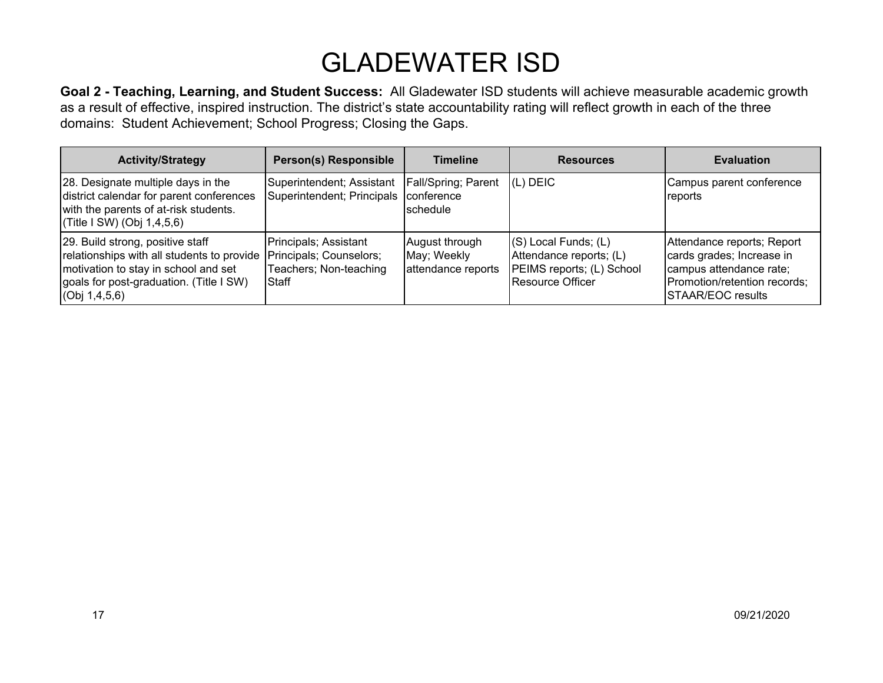# GLADEWATER ISD

**Goal 2 - Teaching, Learning, and Student Success:** All Gladewater ISD students will achieve measurable academic growth as a result of effective, inspired instruction. The district's state accountability rating will reflect growth in each of the three domains: Student Achievement; School Progress; Closing the Gaps.

| Activity/Strategy | Person(s) Responsible | Timeline | Resources | Evaluation |
|---|---|---|---|---|
| 28. Designate multiple days in the district calendar for parent conferences with the parents of at-risk students. (Title I SW) (Obj 1,4,5,6) | Superintendent; Assistant Superintendent; Principals | Fall/Spring; Parent conference schedule | (L) DEIC | Campus parent conference reports |
| 29. Build strong, positive staff relationships with all students to provide motivation to stay in school and set goals for post-graduation. (Title I SW) (Obj 1,4,5,6) | Principals; Assistant Principals; Counselors; Teachers; Non-teaching Staff | August through May; Weekly attendance reports | (S) Local Funds; (L) Attendance reports; (L) PEIMS reports; (L) School Resource Officer | Attendance reports; Report cards grades; Increase in campus attendance rate; Promotion/retention records; STAAR/EOC results |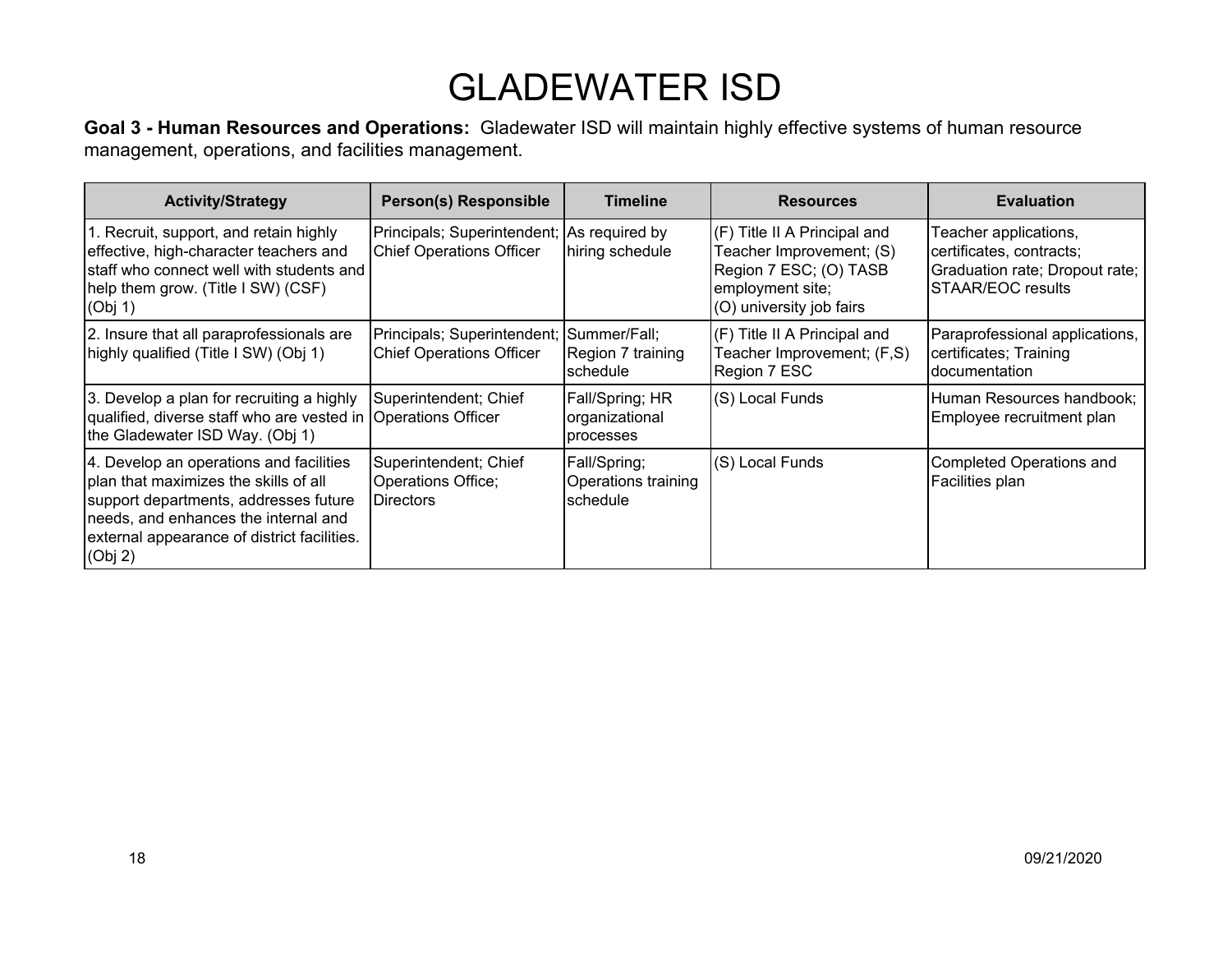# GLADEWATER ISD

**Goal 3 - Human Resources and Operations:** Gladewater ISD will maintain highly effective systems of human resource management, operations, and facilities management.

| Activity/Strategy | Person(s) Responsible | Timeline | Resources | Evaluation |
|---|---|---|---|---|
| 1. Recruit, support, and retain highly effective, high-character teachers and staff who connect well with students and help them grow. (Title I SW) (CSF) (Obj 1) | Principals; Superintendent; Chief Operations Officer | As required by hiring schedule | (F) Title II A Principal and Teacher Improvement; (S) Region 7 ESC; (O) TASB employment site; (O) university job fairs | Teacher applications, certificates, contracts; Graduation rate; Dropout rate; STAAR/EOC results |
| 2. Insure that all paraprofessionals are highly qualified (Title I SW) (Obj 1) | Principals; Superintendent; Chief Operations Officer | Summer/Fall; Region 7 training schedule | (F) Title II A Principal and Teacher Improvement; (F,S) Region 7 ESC | Paraprofessional applications, certificates; Training documentation |
| 3. Develop a plan for recruiting a highly qualified, diverse staff who are vested in the Gladewater ISD Way. (Obj 1) | Superintendent; Chief Operations Officer | Fall/Spring; HR organizational processes | (S) Local Funds | Human Resources handbook; Employee recruitment plan |
| 4. Develop an operations and facilities plan that maximizes the skills of all support departments, addresses future needs, and enhances the internal and external appearance of district facilities. (Obj 2) | Superintendent; Chief Operations Office; Directors | Fall/Spring; Operations training schedule | (S) Local Funds | Completed Operations and Facilities plan |

09/21/2020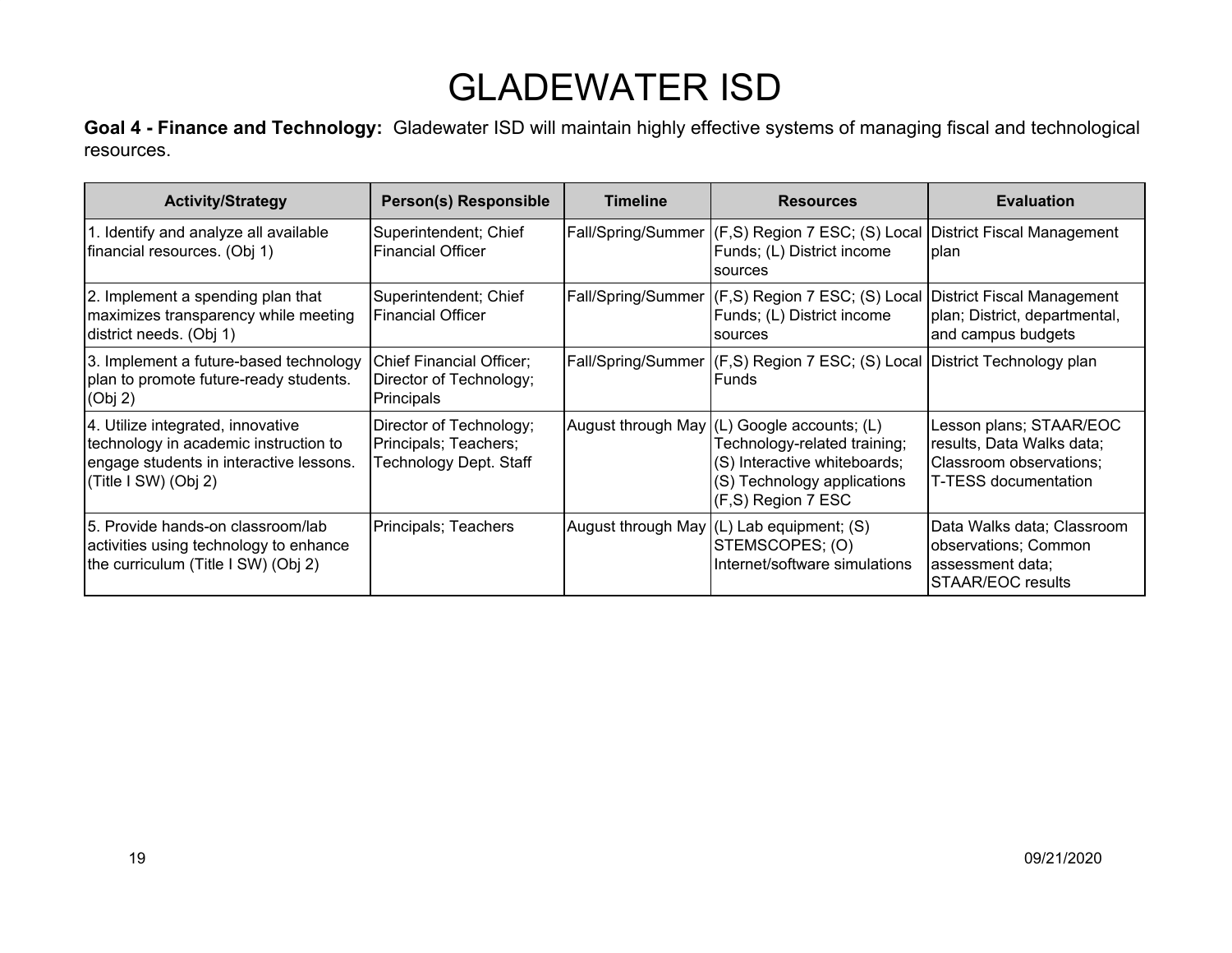# GLADEWATER ISD

**Goal 4 - Finance and Technology:** Gladewater ISD will maintain highly effective systems of managing fiscal and technological resources.

| Activity/Strategy | Person(s) Responsible | Timeline | Resources | Evaluation |
|---|---|---|---|---|
| 1. Identify and analyze all available financial resources. (Obj 1) | Superintendent; Chief Financial Officer | Fall/Spring/Summer | (F,S) Region 7 ESC; (S) Local Funds; (L) District income sources | District Fiscal Management plan |
| 2. Implement a spending plan that maximizes transparency while meeting district needs. (Obj 1) | Superintendent; Chief Financial Officer | Fall/Spring/Summer | (F,S) Region 7 ESC; (S) Local Funds; (L) District income sources | District Fiscal Management plan; District, departmental, and campus budgets |
| 3. Implement a future-based technology plan to promote future-ready students. (Obj 2) | Chief Financial Officer; Director of Technology; Principals | Fall/Spring/Summer | (F,S) Region 7 ESC; (S) Local Funds | District Technology plan |
| 4. Utilize integrated, innovative technology in academic instruction to engage students in interactive lessons. (Title I SW) (Obj 2) | Director of Technology; Principals; Teachers; Technology Dept. Staff | August through May | (L) Google accounts; (L) Technology-related training; (S) Interactive whiteboards; (S) Technology applications (F,S) Region 7 ESC | Lesson plans; STAAR/EOC results, Data Walks data; Classroom observations; T-TESS documentation |
| 5. Provide hands-on classroom/lab activities using technology to enhance the curriculum (Title I SW) (Obj 2) | Principals; Teachers | August through May | (L) Lab equipment; (S) STEMSCOPES; (O) Internet/software simulations | Data Walks data; Classroom observations; Common assessment data; STAAR/EOC results |

09/21/2020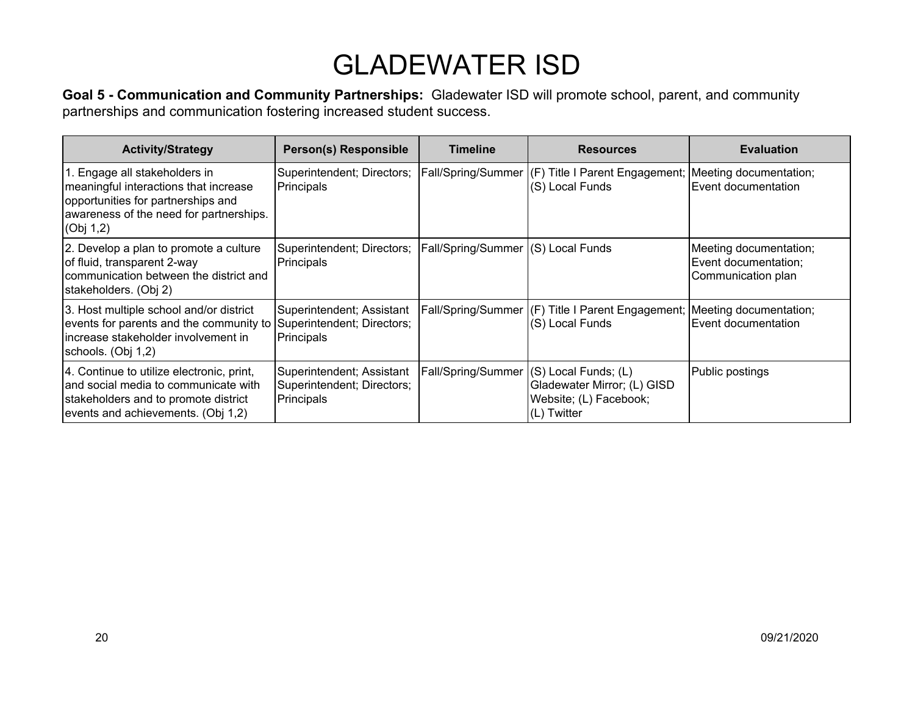# GLADEWATER ISD

**Goal 5 - Communication and Community Partnerships:** Gladewater ISD will promote school, parent, and community partnerships and communication fostering increased student success.

| Activity/Strategy | Person(s) Responsible | Timeline | Resources | Evaluation |
|---|---|---|---|---|
| 1. Engage all stakeholders in meaningful interactions that increase opportunities for partnerships and awareness of the need for partnerships. (Obj 1,2) | Superintendent; Directors; Principals | Fall/Spring/Summer | (F) Title I Parent Engagement; (S) Local Funds | Meeting documentation; Event documentation |
| 2. Develop a plan to promote a culture of fluid, transparent 2-way communication between the district and stakeholders. (Obj 2) | Superintendent; Directors; Principals | Fall/Spring/Summer | (S) Local Funds | Meeting documentation; Event documentation; Communication plan |
| 3. Host multiple school and/or district events for parents and the community to increase stakeholder involvement in schools. (Obj 1,2) | Superintendent; Assistant Superintendent; Directors; Principals | Fall/Spring/Summer | (F) Title I Parent Engagement; (S) Local Funds | Meeting documentation; Event documentation |
| 4. Continue to utilize electronic, print, and social media to communicate with stakeholders and to promote district events and achievements. (Obj 1,2) | Superintendent; Assistant Superintendent; Directors; Principals | Fall/Spring/Summer | (S) Local Funds; (L) Gladewater Mirror; (L) GISD Website; (L) Facebook; (L) Twitter | Public postings |

09/21/2020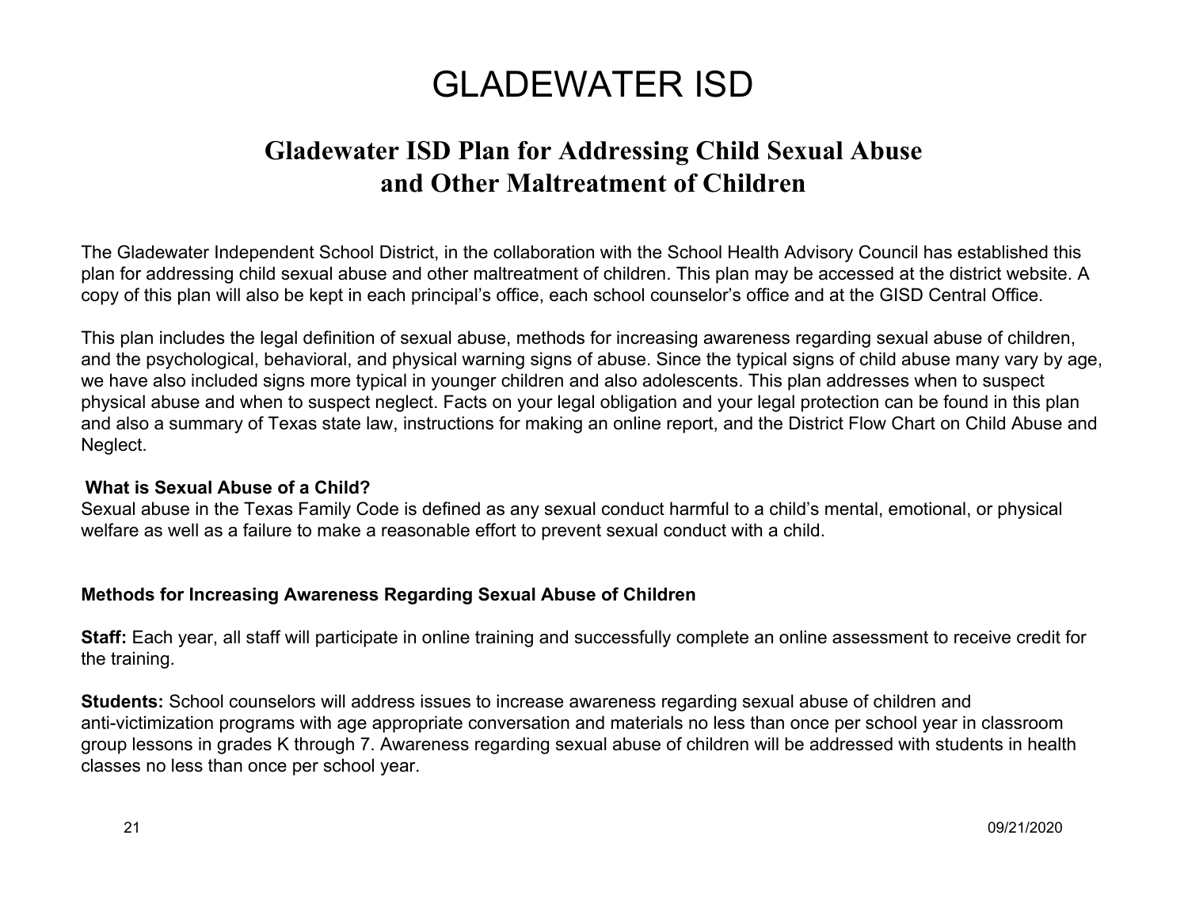# GLADEWATER ISD

## Gladewater ISD Plan for Addressing Child Sexual Abuse and Other Maltreatment of Children

The Gladewater Independent School District, in the collaboration with the School Health Advisory Council has established this plan for addressing child sexual abuse and other maltreatment of children. This plan may be accessed at the district website. A copy of this plan will also be kept in each principal's office, each school counselor's office and at the GISD Central Office.

This plan includes the legal definition of sexual abuse, methods for increasing awareness regarding sexual abuse of children, and the psychological, behavioral, and physical warning signs of abuse. Since the typical signs of child abuse many vary by age, we have also included signs more typical in younger children and also adolescents. This plan addresses when to suspect physical abuse and when to suspect neglect. Facts on your legal obligation and your legal protection can be found in this plan and also a summary of Texas state law, instructions for making an online report, and the District Flow Chart on Child Abuse and Neglect.

**What is Sexual Abuse of a Child?**

Sexual abuse in the Texas Family Code is defined as any sexual conduct harmful to a child's mental, emotional, or physical welfare as well as a failure to make a reasonable effort to prevent sexual conduct with a child.

**Methods for Increasing Awareness Regarding Sexual Abuse of Children**

**Staff:** Each year, all staff will participate in online training and successfully complete an online assessment to receive credit for the training.

**Students:** School counselors will address issues to increase awareness regarding sexual abuse of children and anti-victimization programs with age appropriate conversation and materials no less than once per school year in classroom group lessons in grades K through 7. Awareness regarding sexual abuse of children will be addressed with students in health classes no less than once per school year.

09/21/2020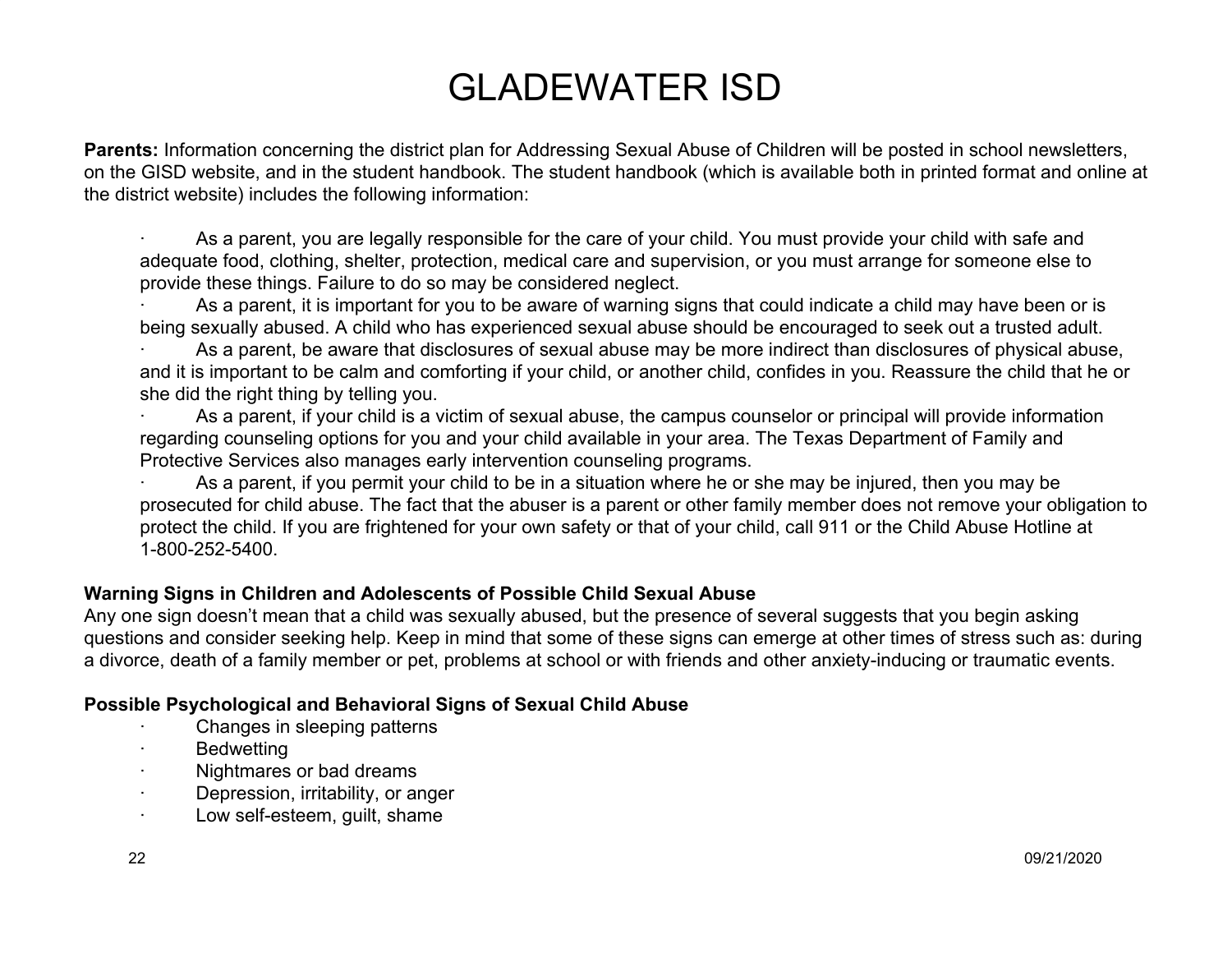# GLADEWATER ISD

**Parents:** Information concerning the district plan for Addressing Sexual Abuse of Children will be posted in school newsletters, on the GISD website, and in the student handbook. The student handbook (which is available both in printed format and online at the district website) includes the following information:

- As a parent, you are legally responsible for the care of your child. You must provide your child with safe and adequate food, clothing, shelter, protection, medical care and supervision, or you must arrange for someone else to provide these things. Failure to do so may be considered neglect.
- As a parent, it is important for you to be aware of warning signs that could indicate a child may have been or is being sexually abused. A child who has experienced sexual abuse should be encouraged to seek out a trusted adult.
- As a parent, be aware that disclosures of sexual abuse may be more indirect than disclosures of physical abuse, and it is important to be calm and comforting if your child, or another child, confides in you. Reassure the child that he or she did the right thing by telling you.
- As a parent, if your child is a victim of sexual abuse, the campus counselor or principal will provide information regarding counseling options for you and your child available in your area. The Texas Department of Family and Protective Services also manages early intervention counseling programs.
- As a parent, if you permit your child to be in a situation where he or she may be injured, then you may be prosecuted for child abuse. The fact that the abuser is a parent or other family member does not remove your obligation to protect the child. If you are frightened for your own safety or that of your child, call 911 or the Child Abuse Hotline at 1-800-252-5400.

**Warning Signs in Children and Adolescents of Possible Child Sexual Abuse**

Any one sign doesn't mean that a child was sexually abused, but the presence of several suggests that you begin asking questions and consider seeking help. Keep in mind that some of these signs can emerge at other times of stress such as: during a divorce, death of a family member or pet, problems at school or with friends and other anxiety-inducing or traumatic events.

**Possible Psychological and Behavioral Signs of Sexual Child Abuse**

- Changes in sleeping patterns
- Bedwetting
- Nightmares or bad dreams
- Depression, irritability, or anger
- Low self-esteem, guilt, shame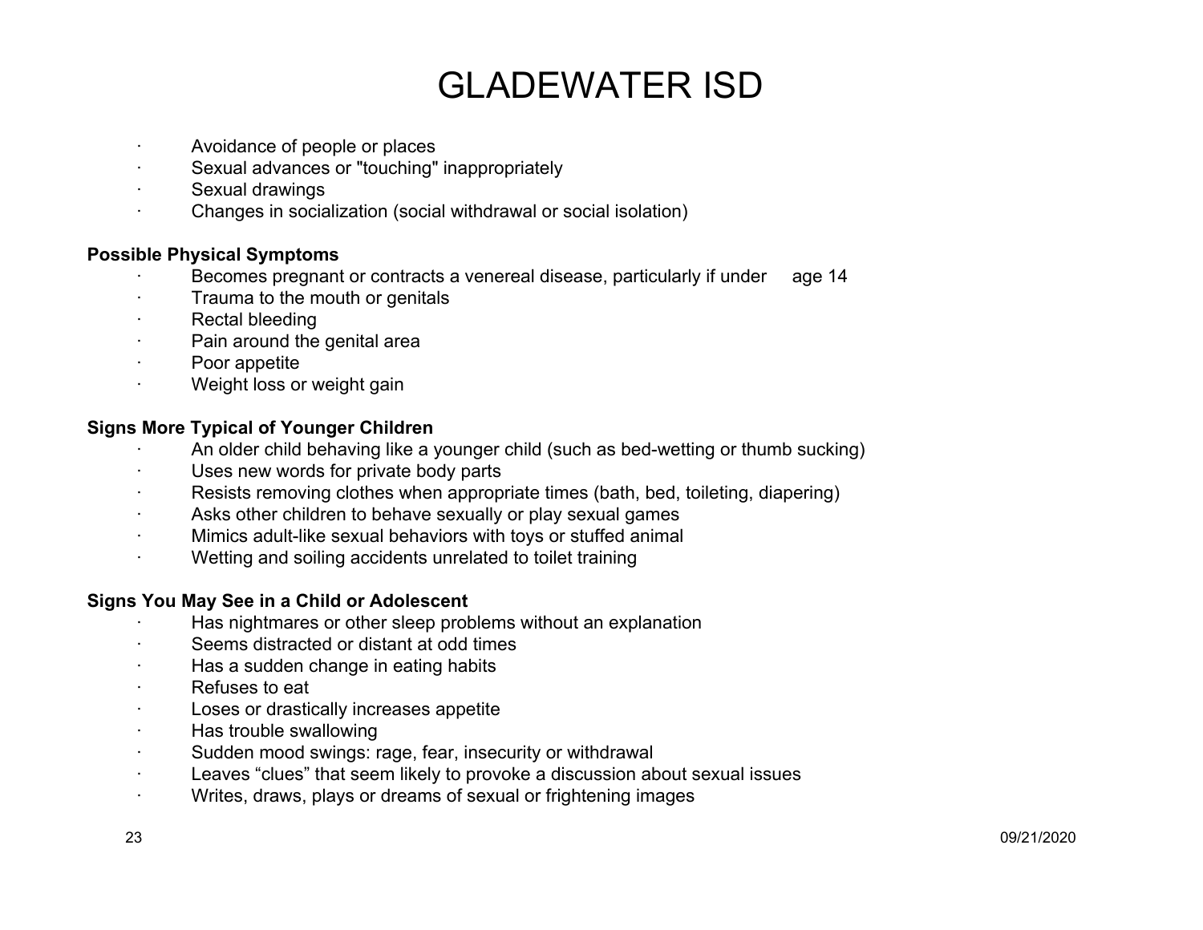- Avoidance of people or places
- Sexual advances or "touching" inappropriately
- Sexual drawings
- Changes in socialization (social withdrawal or social isolation)

**Possible Physical Symptoms**

- Becomes pregnant or contracts a venereal disease, particularly if under age 14
- Trauma to the mouth or genitals
- Rectal bleeding
- Pain around the genital area
- Poor appetite
- Weight loss or weight gain

**Signs More Typical of Younger Children**

- An older child behaving like a younger child (such as bed-wetting or thumb sucking)
- Uses new words for private body parts
- Resists removing clothes when appropriate times (bath, bed, toileting, diapering)
- Asks other children to behave sexually or play sexual games
- Mimics adult-like sexual behaviors with toys or stuffed animal
- Wetting and soiling accidents unrelated to toilet training

**Signs You May See in a Child or Adolescent**

- Has nightmares or other sleep problems without an explanation
- Seems distracted or distant at odd times
- Has a sudden change in eating habits
- Refuses to eat
- Loses or drastically increases appetite
- Has trouble swallowing
- Sudden mood swings: rage, fear, insecurity or withdrawal
- Leaves "clues" that seem likely to provoke a discussion about sexual issues
- Writes, draws, plays or dreams of sexual or frightening images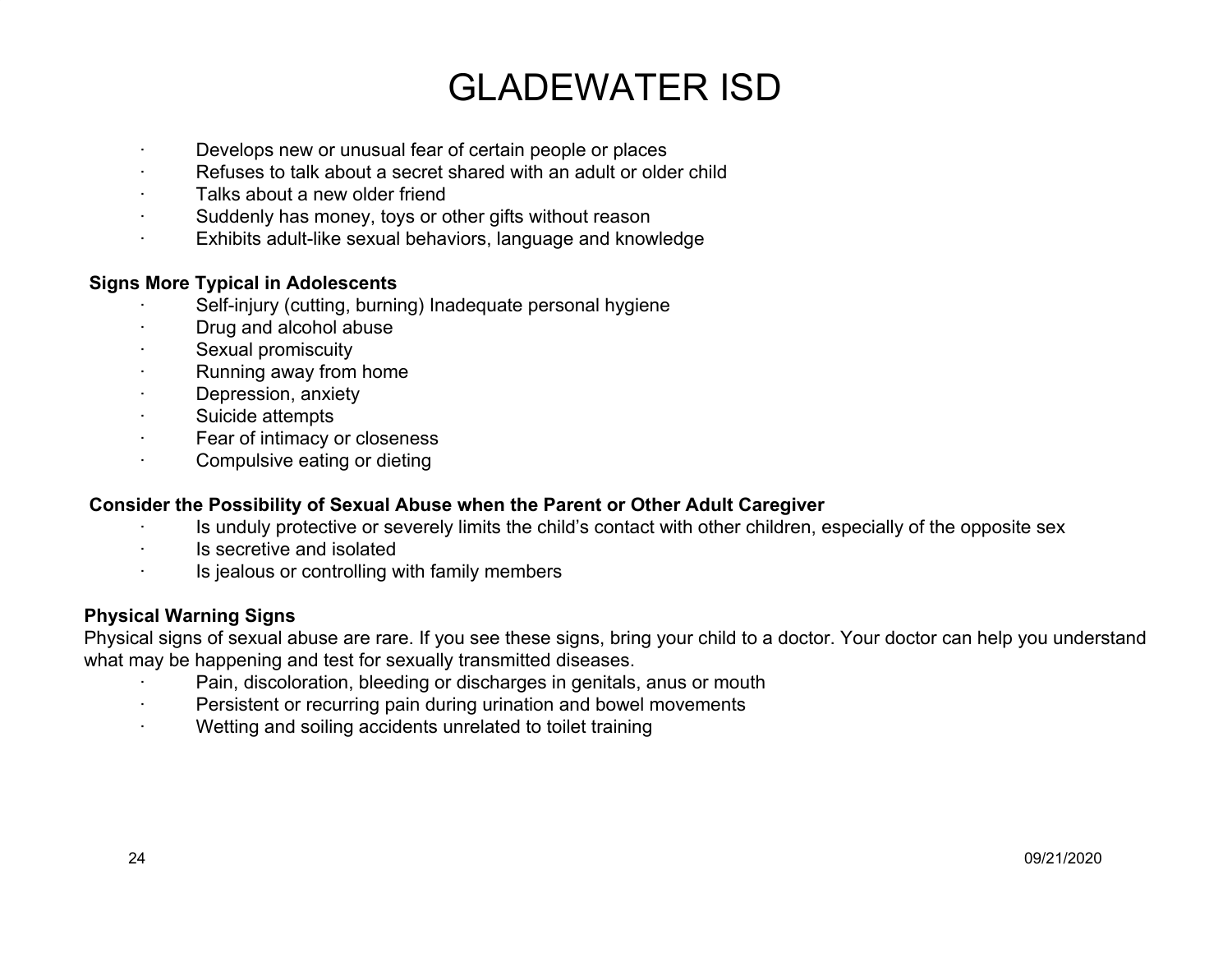- Develops new or unusual fear of certain people or places
- Refuses to talk about a secret shared with an adult or older child
- Talks about a new older friend
- Suddenly has money, toys or other gifts without reason
- Exhibits adult-like sexual behaviors, language and knowledge

**Signs More Typical in Adolescents**

- Self-injury (cutting, burning) Inadequate personal hygiene
- Drug and alcohol abuse
- Sexual promiscuity
- Running away from home
- Depression, anxiety
- Suicide attempts
- Fear of intimacy or closeness
- Compulsive eating or dieting

**Consider the Possibility of Sexual Abuse when the Parent or Other Adult Caregiver**

- Is unduly protective or severely limits the child's contact with other children, especially of the opposite sex
- Is secretive and isolated
- Is jealous or controlling with family members

**Physical Warning Signs**

Physical signs of sexual abuse are rare. If you see these signs, bring your child to a doctor. Your doctor can help you understand what may be happening and test for sexually transmitted diseases.

- Pain, discoloration, bleeding or discharges in genitals, anus or mouth
- Persistent or recurring pain during urination and bowel movements
- Wetting and soiling accidents unrelated to toilet training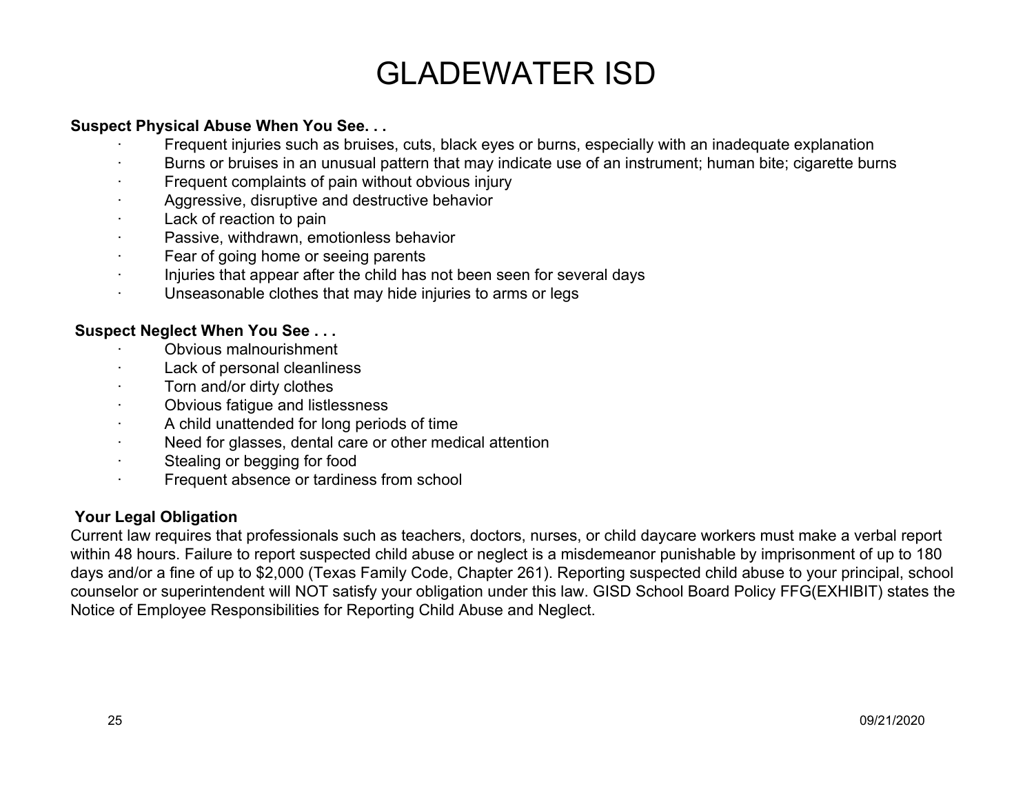# GLADEWATER ISD

**Suspect Physical Abuse When You See. . .**

- Frequent injuries such as bruises, cuts, black eyes or burns, especially with an inadequate explanation
- Burns or bruises in an unusual pattern that may indicate use of an instrument; human bite; cigarette burns
- Frequent complaints of pain without obvious injury
- Aggressive, disruptive and destructive behavior
- Lack of reaction to pain
- Passive, withdrawn, emotionless behavior
- Fear of going home or seeing parents
- Injuries that appear after the child has not been seen for several days
- Unseasonable clothes that may hide injuries to arms or legs

**Suspect Neglect When You See . . .**

- Obvious malnourishment
- Lack of personal cleanliness
- Torn and/or dirty clothes
- Obvious fatigue and listlessness
- A child unattended for long periods of time
- Need for glasses, dental care or other medical attention
- Stealing or begging for food
- Frequent absence or tardiness from school

**Your Legal Obligation**

Current law requires that professionals such as teachers, doctors, nurses, or child daycare workers must make a verbal report within 48 hours. Failure to report suspected child abuse or neglect is a misdemeanor punishable by imprisonment of up to 180 days and/or a fine of up to $2,000 (Texas Family Code, Chapter 261). Reporting suspected child abuse to your principal, school counselor or superintendent will NOT satisfy your obligation under this law. GISD School Board Policy FFG(EXHIBIT) states the Notice of Employee Responsibilities for Reporting Child Abuse and Neglect.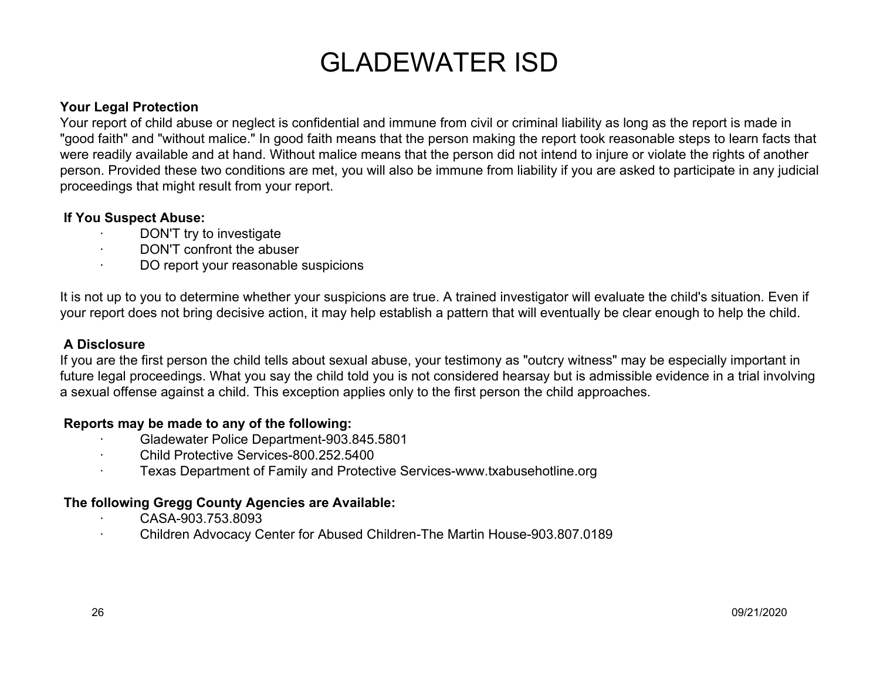# GLADEWATER ISD

**Your Legal Protection**

Your report of child abuse or neglect is confidential and immune from civil or criminal liability as long as the report is made in "good faith" and "without malice." In good faith means that the person making the report took reasonable steps to learn facts that were readily available and at hand. Without malice means that the person did not intend to injure or violate the rights of another person. Provided these two conditions are met, you will also be immune from liability if you are asked to participate in any judicial proceedings that might result from your report.

**If You Suspect Abuse:**

- DON'T try to investigate
- DON'T confront the abuser
- DO report your reasonable suspicions

It is not up to you to determine whether your suspicions are true. A trained investigator will evaluate the child's situation. Even if your report does not bring decisive action, it may help establish a pattern that will eventually be clear enough to help the child.

**A Disclosure**

If you are the first person the child tells about sexual abuse, your testimony as "outcry witness" may be especially important in future legal proceedings. What you say the child told you is not considered hearsay but is admissible evidence in a trial involving a sexual offense against a child. This exception applies only to the first person the child approaches.

**Reports may be made to any of the following:**

- Gladewater Police Department-903.845.5801
- Child Protective Services-800.252.5400
- Texas Department of Family and Protective Services-www.txabusehotline.org

**The following Gregg County Agencies are Available:**

- CASA-903.753.8093
- Children Advocacy Center for Abused Children-The Martin House-903.807.0189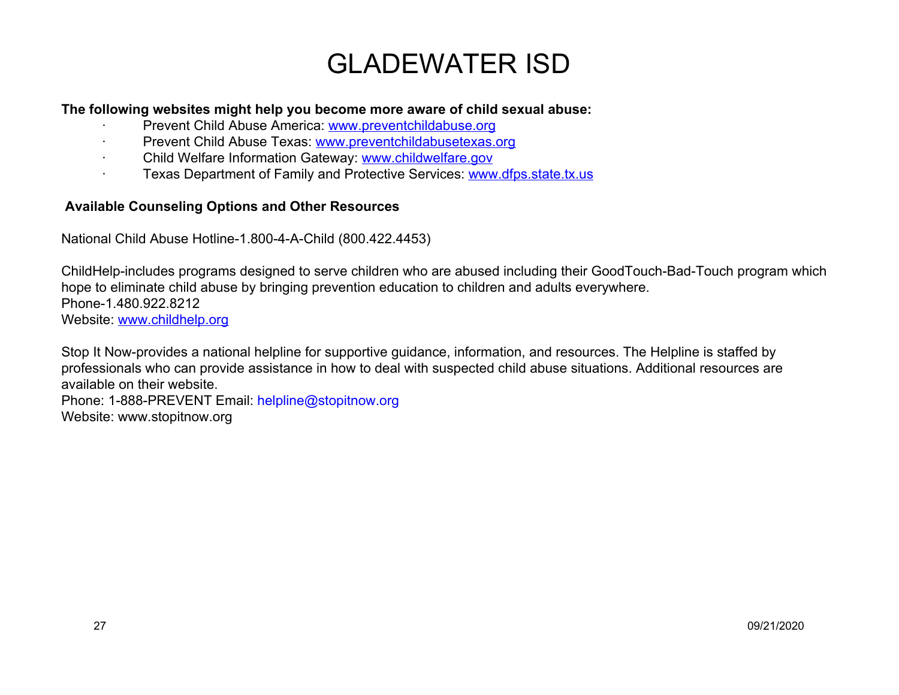# GLADEWATER ISD

**The following websites might help you become more aware of child sexual abuse:**

- Prevent Child Abuse America: www.preventchildabuse.org
- Prevent Child Abuse Texas: www.preventchildabusetexas.org
- Child Welfare Information Gateway: www.childwelfare.gov
- Texas Department of Family and Protective Services: www.dfps.state.tx.us

**Available Counseling Options and Other Resources**

National Child Abuse Hotline-1.800-4-A-Child (800.422.4453)

ChildHelp-includes programs designed to serve children who are abused including their GoodTouch-Bad-Touch program which hope to eliminate child abuse by bringing prevention education to children and adults everywhere.
Phone-1.480.922.8212
Website: www.childhelp.org

Stop It Now-provides a national helpline for supportive guidance, information, and resources. The Helpline is staffed by professionals who can provide assistance in how to deal with suspected child abuse situations. Additional resources are available on their website.
Phone: 1-888-PREVENT Email: helpline@stopitnow.org
Website: www.stopitnow.org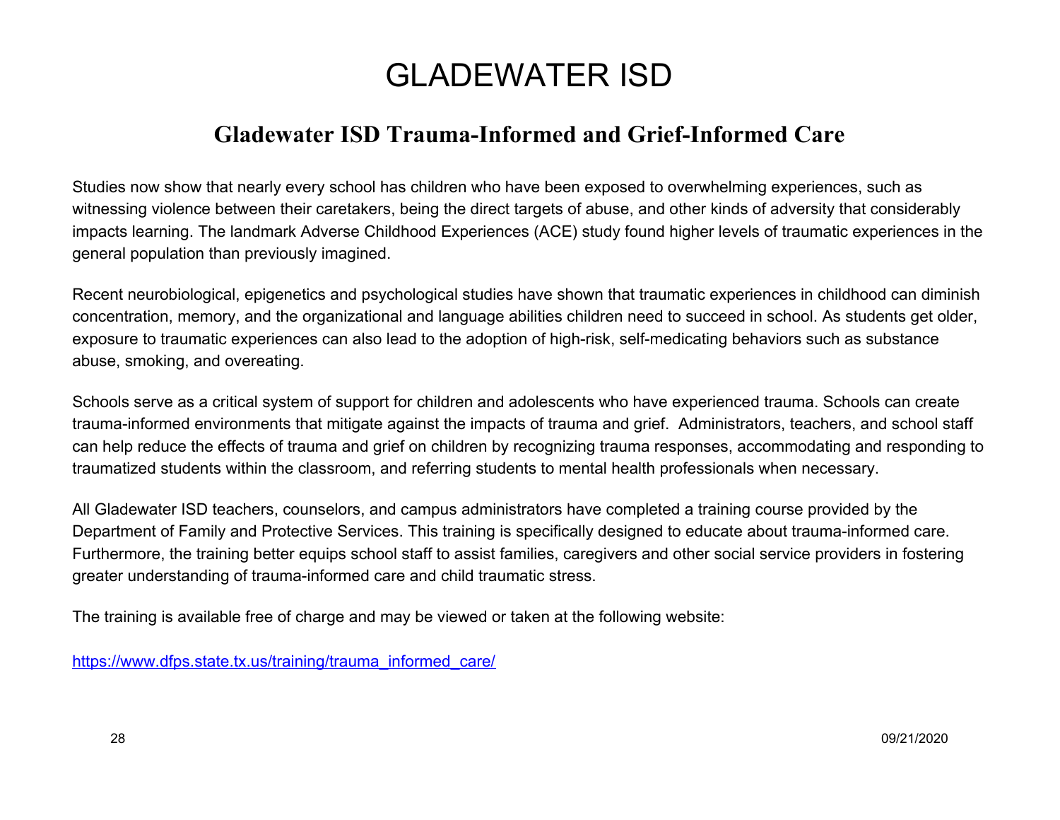# GLADEWATER ISD

## Gladewater ISD Trauma-Informed and Grief-Informed Care

Studies now show that nearly every school has children who have been exposed to overwhelming experiences, such as witnessing violence between their caretakers, being the direct targets of abuse, and other kinds of adversity that considerably impacts learning. The landmark Adverse Childhood Experiences (ACE) study found higher levels of traumatic experiences in the general population than previously imagined.

Recent neurobiological, epigenetics and psychological studies have shown that traumatic experiences in childhood can diminish concentration, memory, and the organizational and language abilities children need to succeed in school. As students get older, exposure to traumatic experiences can also lead to the adoption of high-risk, self-medicating behaviors such as substance abuse, smoking, and overeating.

Schools serve as a critical system of support for children and adolescents who have experienced trauma. Schools can create trauma-informed environments that mitigate against the impacts of trauma and grief. Administrators, teachers, and school staff can help reduce the effects of trauma and grief on children by recognizing trauma responses, accommodating and responding to traumatized students within the classroom, and referring students to mental health professionals when necessary.

All Gladewater ISD teachers, counselors, and campus administrators have completed a training course provided by the Department of Family and Protective Services. This training is specifically designed to educate about trauma-informed care. Furthermore, the training better equips school staff to assist families, caregivers and other social service providers in fostering greater understanding of trauma-informed care and child traumatic stress.

The training is available free of charge and may be viewed or taken at the following website:

https://www.dfps.state.tx.us/training/trauma_informed_care/